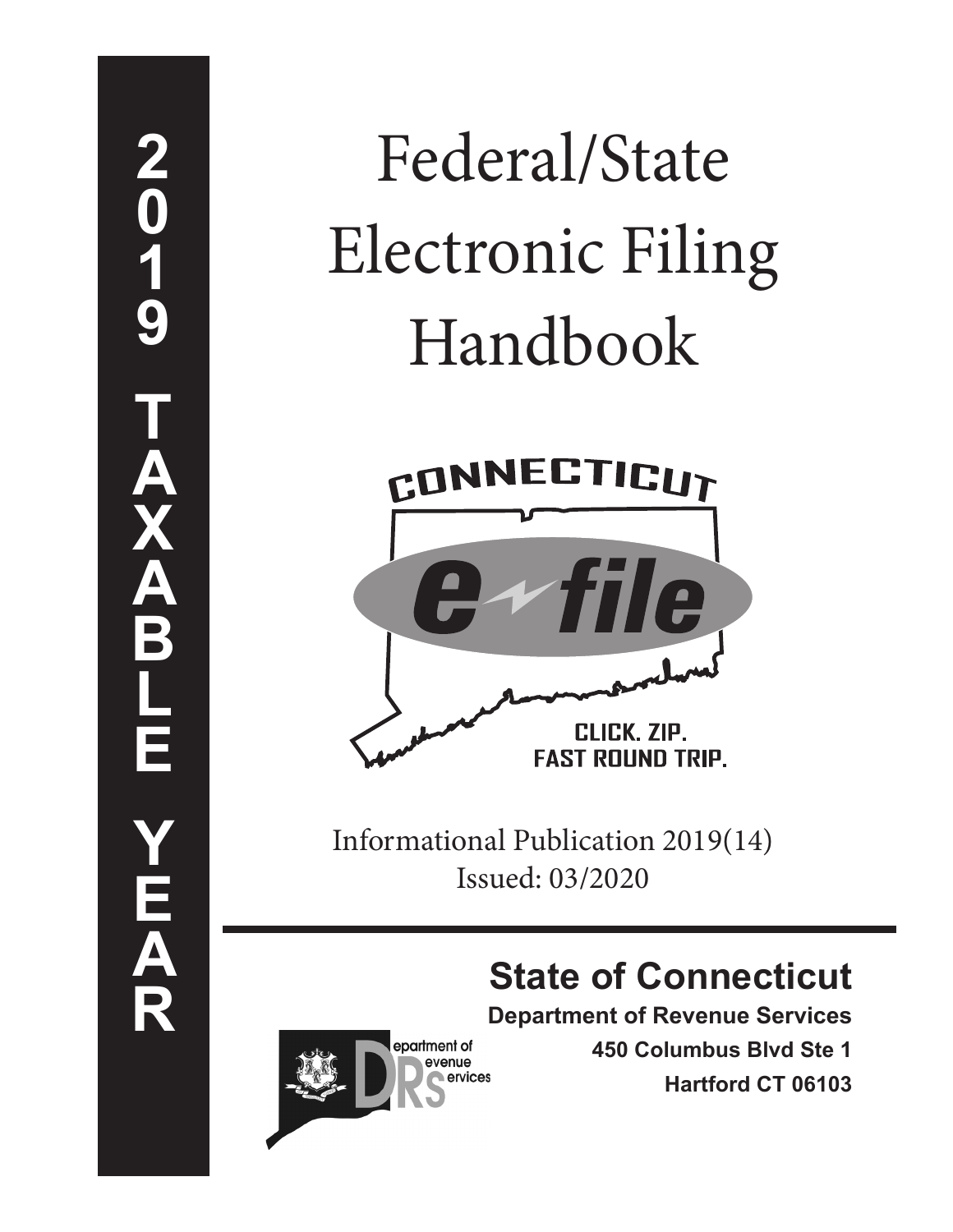2019 TAXABLE YEAR

# Federal/State Electronic Filing Handbook

CONNECTICUT e-file

CLICK. ZIP. FAST ROUND TRIP.

Informational Publication 2019(14)
Issued: 03/2020

## State of Connecticut

**Department of Revenue Services**

**450 Columbus Blvd Ste 1**

**Hartford CT 06103**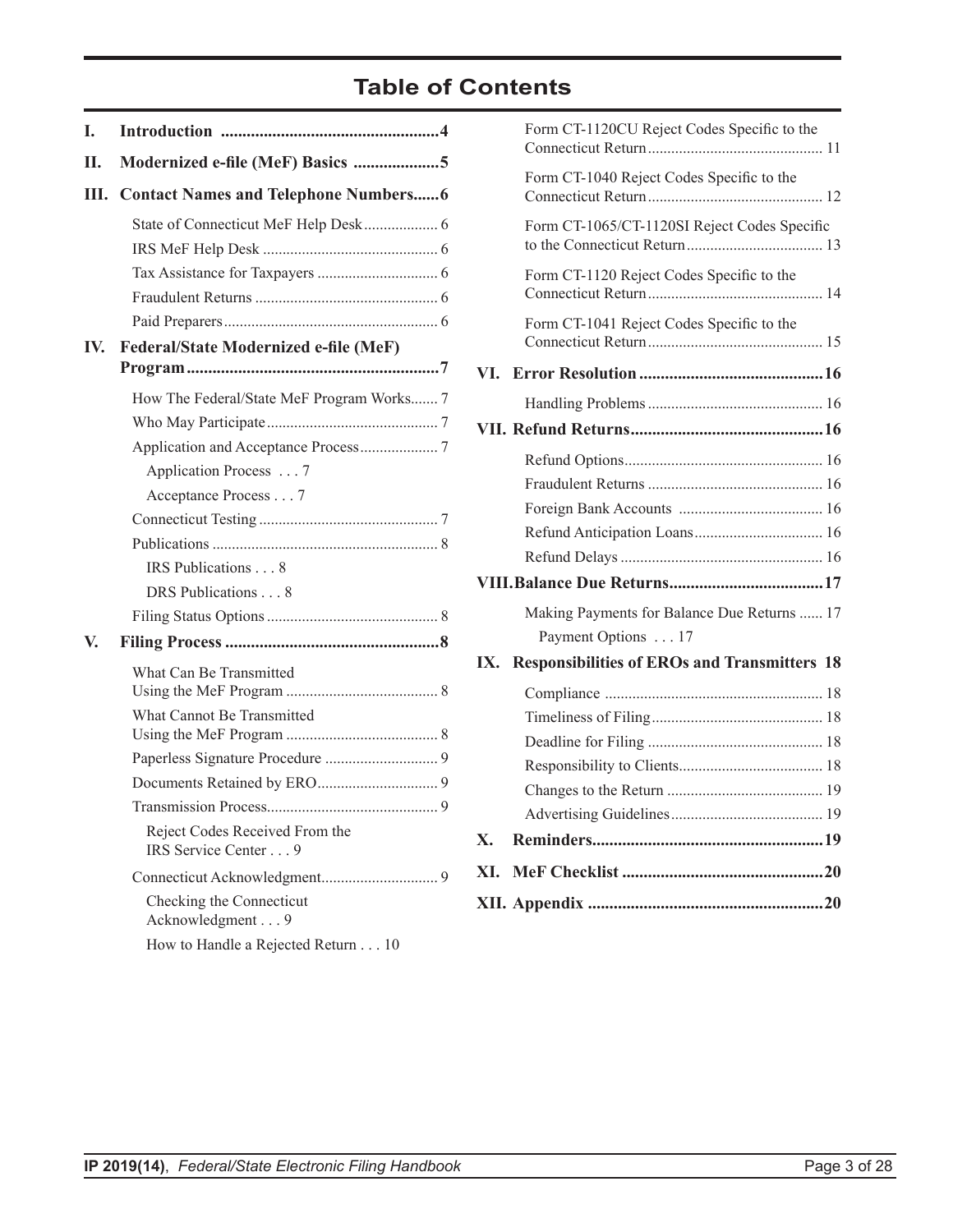# Table of Contents

**I. Introduction** .......... **4**

**II. Modernized e-file (MeF) Basics** .......... **5**

**III. Contact Names and Telephone Numbers** .......... **6**

- State of Connecticut MeF Help Desk .......... 6
- IRS MeF Help Desk .......... 6
- Tax Assistance for Taxpayers .......... 6
- Fraudulent Returns .......... 6
- Paid Preparers .......... 6

**IV. Federal/State Modernized e-file (MeF) Program** .......... **7**

- How The Federal/State MeF Program Works .......... 7
- Who May Participate .......... 7
- Application and Acceptance Process .......... 7
  - Application Process . . . 7
  - Acceptance Process . . . 7
- Connecticut Testing .......... 7
- Publications .......... 8
  - IRS Publications . . . 8
  - DRS Publications . . . 8
- Filing Status Options .......... 8

**V. Filing Process** .......... **8**

- What Can Be Transmitted Using the MeF Program .......... 8
- What Cannot Be Transmitted Using the MeF Program .......... 8
- Paperless Signature Procedure .......... 9
- Documents Retained by ERO .......... 9
- Transmission Process .......... 9
  - Reject Codes Received From the IRS Service Center . . . 9
- Connecticut Acknowledgment .......... 9
  - Checking the Connecticut Acknowledgment . . . 9
  - How to Handle a Rejected Return . . . 10
- Form CT-1120CU Reject Codes Specific to the Connecticut Return .......... 11
- Form CT-1040 Reject Codes Specific to the Connecticut Return .......... 12
- Form CT-1065/CT-1120SI Reject Codes Specific to the Connecticut Return .......... 13
- Form CT-1120 Reject Codes Specific to the Connecticut Return .......... 14
- Form CT-1041 Reject Codes Specific to the Connecticut Return .......... 15

**VI. Error Resolution** .......... **16**

- Handling Problems .......... 16

**VII. Refund Returns** .......... **16**

- Refund Options .......... 16
- Fraudulent Returns .......... 16
- Foreign Bank Accounts .......... 16
- Refund Anticipation Loans .......... 16
- Refund Delays .......... 16

**VIII. Balance Due Returns** .......... **17**

- Making Payments for Balance Due Returns .......... 17
  - Payment Options . . . 17

**IX. Responsibilities of EROs and Transmitters** **18**

- Compliance .......... 18
- Timeliness of Filing .......... 18
- Deadline for Filing .......... 18
- Responsibility to Clients .......... 18
- Changes to the Return .......... 19
- Advertising Guidelines .......... 19

**X. Reminders** .......... **19**

**XI. MeF Checklist** .......... **20**

**XII. Appendix** .......... **20**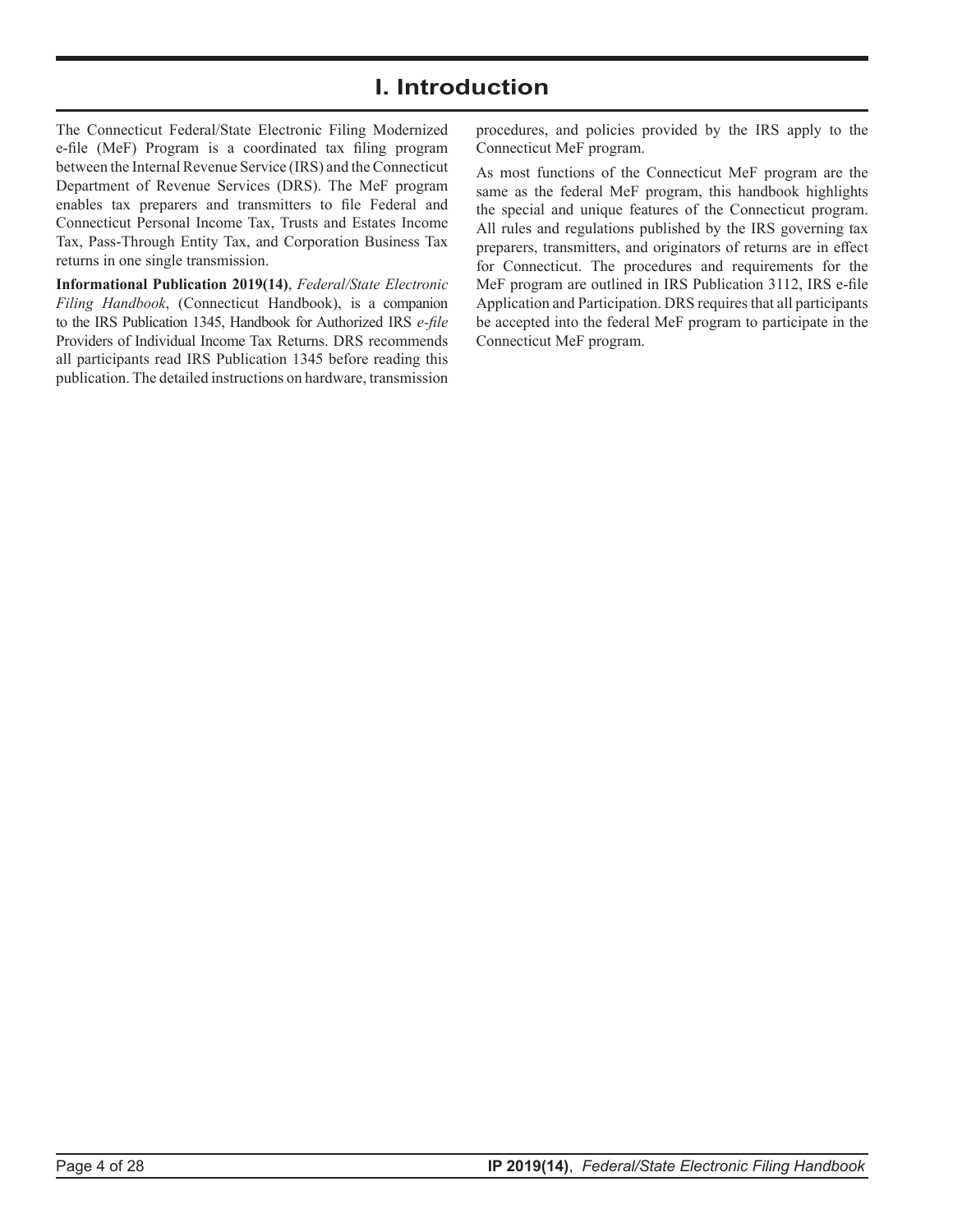# I. Introduction

The Connecticut Federal/State Electronic Filing Modernized e-file (MeF) Program is a coordinated tax filing program between the Internal Revenue Service (IRS) and the Connecticut Department of Revenue Services (DRS). The MeF program enables tax preparers and transmitters to file Federal and Connecticut Personal Income Tax, Trusts and Estates Income Tax, Pass-Through Entity Tax, and Corporation Business Tax returns in one single transmission.

**Informational Publication 2019(14)**, *Federal/State Electronic Filing Handbook*, (Connecticut Handbook), is a companion to the IRS Publication 1345, Handbook for Authorized IRS *e-file* Providers of Individual Income Tax Returns. DRS recommends all participants read IRS Publication 1345 before reading this publication. The detailed instructions on hardware, transmission procedures, and policies provided by the IRS apply to the Connecticut MeF program.

As most functions of the Connecticut MeF program are the same as the federal MeF program, this handbook highlights the special and unique features of the Connecticut program. All rules and regulations published by the IRS governing tax preparers, transmitters, and originators of returns are in effect for Connecticut. The procedures and requirements for the MeF program are outlined in IRS Publication 3112, IRS e-file Application and Participation. DRS requires that all participants be accepted into the federal MeF program to participate in the Connecticut MeF program.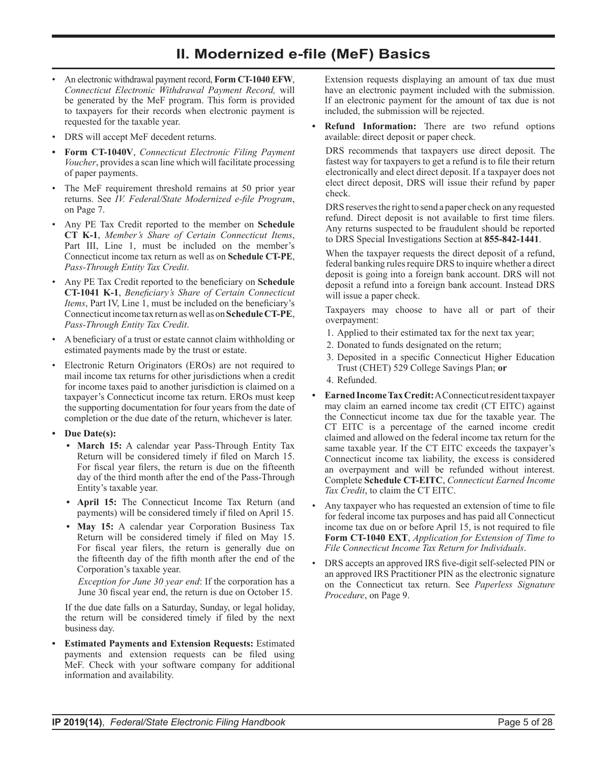## II. Modernized e-file (MeF) Basics

- An electronic withdrawal payment record, **Form CT-1040 EFW**, *Connecticut Electronic Withdrawal Payment Record,* will be generated by the MeF program. This form is provided to taxpayers for their records when electronic payment is requested for the taxable year.
- DRS will accept MeF decedent returns.
- **Form CT-1040V**, *Connecticut Electronic Filing Payment Voucher*, provides a scan line which will facilitate processing of paper payments.
- The MeF requirement threshold remains at 50 prior year returns. See *IV. Federal/State Modernized e-file Program*, on Page 7.
- Any PE Tax Credit reported to the member on **Schedule CT K-1**, *Member's Share of Certain Connecticut Items*, Part III, Line 1, must be included on the member's Connecticut income tax return as well as on **Schedule CT-PE**, *Pass-Through Entity Tax Credit*.
- Any PE Tax Credit reported to the beneficiary on **Schedule CT-1041 K-1**, *Beneficiary's Share of Certain Connecticut Items*, Part IV, Line 1, must be included on the beneficiary's Connecticut income tax return as well as on **Schedule CT-PE**, *Pass-Through Entity Tax Credit*.
- A beneficiary of a trust or estate cannot claim withholding or estimated payments made by the trust or estate.
- Electronic Return Originators (EROs) are not required to mail income tax returns for other jurisdictions when a credit for income taxes paid to another jurisdiction is claimed on a taxpayer's Connecticut income tax return. EROs must keep the supporting documentation for four years from the date of completion or the due date of the return, whichever is later.
- **Due Date(s):**
  - **March 15:** A calendar year Pass-Through Entity Tax Return will be considered timely if filed on March 15. For fiscal year filers, the return is due on the fifteenth day of the third month after the end of the Pass-Through Entity's taxable year.
  - **April 15:** The Connecticut Income Tax Return (and payments) will be considered timely if filed on April 15.
  - **May 15:** A calendar year Corporation Business Tax Return will be considered timely if filed on May 15. For fiscal year filers, the return is generally due on the fifteenth day of the fifth month after the end of the Corporation's taxable year.

    *Exception for June 30 year end*: If the corporation has a June 30 fiscal year end, the return is due on October 15.

  If the due date falls on a Saturday, Sunday, or legal holiday, the return will be considered timely if filed by the next business day.
- **Estimated Payments and Extension Requests:** Estimated payments and extension requests can be filed using MeF. Check with your software company for additional information and availability.

  Extension requests displaying an amount of tax due must have an electronic payment included with the submission. If an electronic payment for the amount of tax due is not included, the submission will be rejected.
- **Refund Information:** There are two refund options available: direct deposit or paper check.

  DRS recommends that taxpayers use direct deposit. The fastest way for taxpayers to get a refund is to file their return electronically and elect direct deposit. If a taxpayer does not elect direct deposit, DRS will issue their refund by paper check.

  DRS reserves the right to send a paper check on any requested refund. Direct deposit is not available to first time filers. Any returns suspected to be fraudulent should be reported to DRS Special Investigations Section at **855-842-1441**.

  When the taxpayer requests the direct deposit of a refund, federal banking rules require DRS to inquire whether a direct deposit is going into a foreign bank account. DRS will not deposit a refund into a foreign bank account. Instead DRS will issue a paper check.

  Taxpayers may choose to have all or part of their overpayment:

  1. Applied to their estimated tax for the next tax year;
  2. Donated to funds designated on the return;
  3. Deposited in a specific Connecticut Higher Education Trust (CHET) 529 College Savings Plan; **or**
  4. Refunded.
- **Earned Income Tax Credit:** A Connecticut resident taxpayer may claim an earned income tax credit (CT EITC) against the Connecticut income tax due for the taxable year. The CT EITC is a percentage of the earned income credit claimed and allowed on the federal income tax return for the same taxable year. If the CT EITC exceeds the taxpayer's Connecticut income tax liability, the excess is considered an overpayment and will be refunded without interest. Complete **Schedule CT-EITC**, *Connecticut Earned Income Tax Credit*, to claim the CT EITC.
- Any taxpayer who has requested an extension of time to file for federal income tax purposes and has paid all Connecticut income tax due on or before April 15, is not required to file **Form CT-1040 EXT**, *Application for Extension of Time to File Connecticut Income Tax Return for Individuals*.
- DRS accepts an approved IRS five-digit self-selected PIN or an approved IRS Practitioner PIN as the electronic signature on the Connecticut tax return. See *Paperless Signature Procedure*, on Page 9.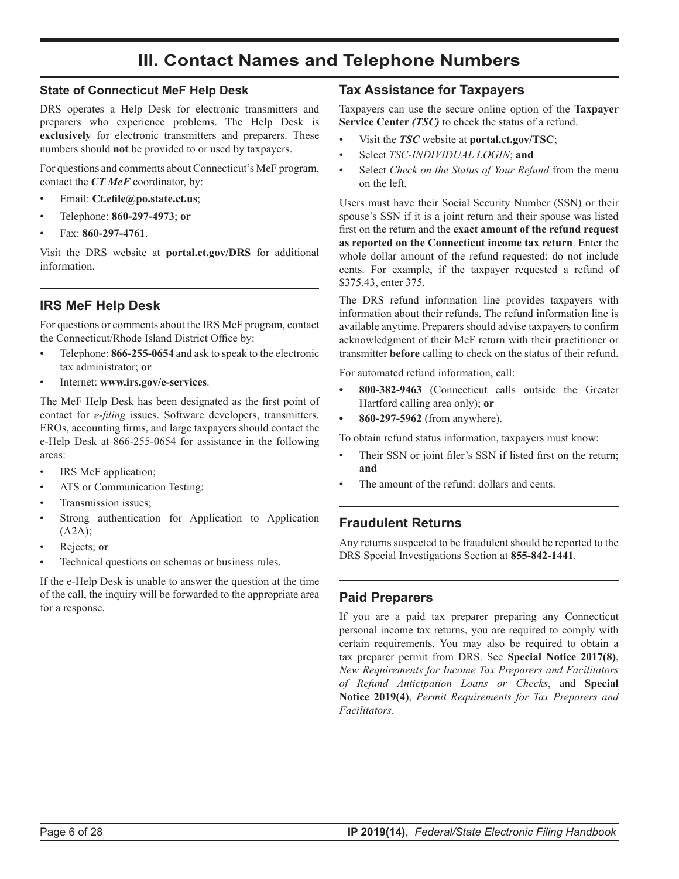# III. Contact Names and Telephone Numbers

### State of Connecticut MeF Help Desk

DRS operates a Help Desk for electronic transmitters and preparers who experience problems. The Help Desk is **exclusively** for electronic transmitters and preparers. These numbers should **not** be provided to or used by taxpayers.

For questions and comments about Connecticut's MeF program, contact the ***CT MeF*** coordinator, by:

- Email: **Ct.efile@po.state.ct.us**;
- Telephone: **860-297-4973**; **or**
- Fax: **860-297-4761**.

Visit the DRS website at **portal.ct.gov/DRS** for additional information.

## IRS MeF Help Desk

For questions or comments about the IRS MeF program, contact the Connecticut/Rhode Island District Office by:

- Telephone: **866-255-0654** and ask to speak to the electronic tax administrator; **or**
- Internet: **www.irs.gov/e-services**.

The MeF Help Desk has been designated as the first point of contact for *e-filing* issues. Software developers, transmitters, EROs, accounting firms, and large taxpayers should contact the e-Help Desk at 866-255-0654 for assistance in the following areas:

- IRS MeF application;
- ATS or Communication Testing;
- Transmission issues;
- Strong authentication for Application to Application (A2A);
- Rejects; **or**
- Technical questions on schemas or business rules.

If the e-Help Desk is unable to answer the question at the time of the call, the inquiry will be forwarded to the appropriate area for a response.

## Tax Assistance for Taxpayers

Taxpayers can use the secure online option of the **Taxpayer Service Center *(TSC)*** to check the status of a refund.

- Visit the ***TSC*** website at **portal.ct.gov/TSC**;
- Select *TSC-INDIVIDUAL LOGIN*; **and**
- Select *Check on the Status of Your Refund* from the menu on the left.

Users must have their Social Security Number (SSN) or their spouse's SSN if it is a joint return and their spouse was listed first on the return and the **exact amount of the refund request as reported on the Connecticut income tax return**. Enter the whole dollar amount of the refund requested; do not include cents. For example, if the taxpayer requested a refund of $375.43, enter 375.

The DRS refund information line provides taxpayers with information about their refunds. The refund information line is available anytime. Preparers should advise taxpayers to confirm acknowledgment of their MeF return with their practitioner or transmitter **before** calling to check on the status of their refund.

For automated refund information, call:

- **800-382-9463** (Connecticut calls outside the Greater Hartford calling area only); **or**
- **860-297-5962** (from anywhere).

To obtain refund status information, taxpayers must know:

- Their SSN or joint filer's SSN if listed first on the return; **and**
- The amount of the refund: dollars and cents.

## Fraudulent Returns

Any returns suspected to be fraudulent should be reported to the DRS Special Investigations Section at **855-842-1441**.

## Paid Preparers

If you are a paid tax preparer preparing any Connecticut personal income tax returns, you are required to comply with certain requirements. You may also be required to obtain a tax preparer permit from DRS. See **Special Notice 2017(8)**, *New Requirements for Income Tax Preparers and Facilitators of Refund Anticipation Loans or Checks*, and **Special Notice 2019(4)**, *Permit Requirements for Tax Preparers and Facilitators*.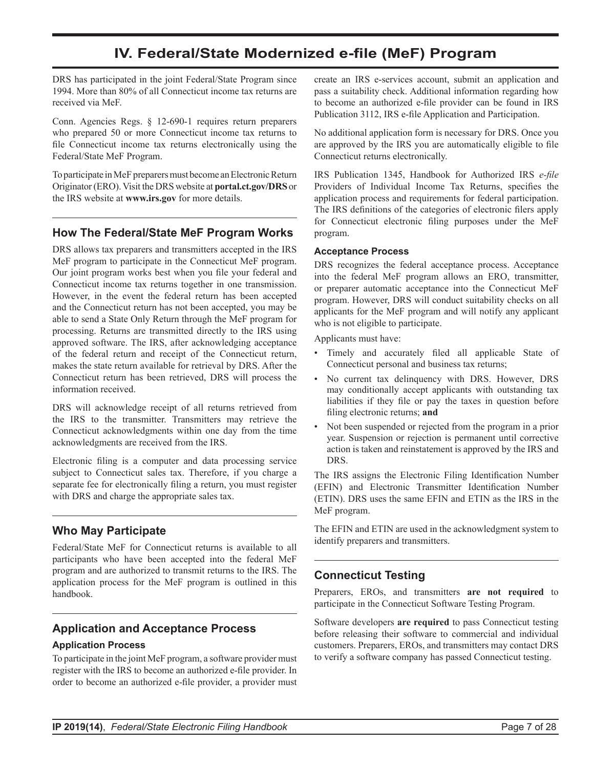# IV. Federal/State Modernized e-file (MeF) Program

DRS has participated in the joint Federal/State Program since 1994. More than 80% of all Connecticut income tax returns are received via MeF.

Conn. Agencies Regs. § 12-690-1 requires return preparers who prepared 50 or more Connecticut income tax returns to file Connecticut income tax returns electronically using the Federal/State MeF Program.

To participate in MeF preparers must become an Electronic Return Originator (ERO). Visit the DRS website at **portal.ct.gov/DRS** or the IRS website at **www.irs.gov** for more details.

## How The Federal/State MeF Program Works

DRS allows tax preparers and transmitters accepted in the IRS MeF program to participate in the Connecticut MeF program. Our joint program works best when you file your federal and Connecticut income tax returns together in one transmission. However, in the event the federal return has been accepted and the Connecticut return has not been accepted, you may be able to send a State Only Return through the MeF program for processing. Returns are transmitted directly to the IRS using approved software. The IRS, after acknowledging acceptance of the federal return and receipt of the Connecticut return, makes the state return available for retrieval by DRS. After the Connecticut return has been retrieved, DRS will process the information received.

DRS will acknowledge receipt of all returns retrieved from the IRS to the transmitter. Transmitters may retrieve the Connecticut acknowledgments within one day from the time acknowledgments are received from the IRS.

Electronic filing is a computer and data processing service subject to Connecticut sales tax. Therefore, if you charge a separate fee for electronically filing a return, you must register with DRS and charge the appropriate sales tax.

## Who May Participate

Federal/State MeF for Connecticut returns is available to all participants who have been accepted into the federal MeF program and are authorized to transmit returns to the IRS. The application process for the MeF program is outlined in this handbook.

## Application and Acceptance Process

### Application Process

To participate in the joint MeF program, a software provider must register with the IRS to become an authorized e-file provider. In order to become an authorized e-file provider, a provider must create an IRS e-services account, submit an application and pass a suitability check. Additional information regarding how to become an authorized e-file provider can be found in IRS Publication 3112, IRS e-file Application and Participation.

No additional application form is necessary for DRS. Once you are approved by the IRS you are automatically eligible to file Connecticut returns electronically.

IRS Publication 1345, Handbook for Authorized IRS *e-file* Providers of Individual Income Tax Returns, specifies the application process and requirements for federal participation. The IRS definitions of the categories of electronic filers apply for Connecticut electronic filing purposes under the MeF program.

### Acceptance Process

DRS recognizes the federal acceptance process. Acceptance into the federal MeF program allows an ERO, transmitter, or preparer automatic acceptance into the Connecticut MeF program. However, DRS will conduct suitability checks on all applicants for the MeF program and will notify any applicant who is not eligible to participate.

Applicants must have:

- Timely and accurately filed all applicable State of Connecticut personal and business tax returns;
- No current tax delinquency with DRS. However, DRS may conditionally accept applicants with outstanding tax liabilities if they file or pay the taxes in question before filing electronic returns; **and**
- Not been suspended or rejected from the program in a prior year. Suspension or rejection is permanent until corrective action is taken and reinstatement is approved by the IRS and DRS.

The IRS assigns the Electronic Filing Identification Number (EFIN) and Electronic Transmitter Identification Number (ETIN). DRS uses the same EFIN and ETIN as the IRS in the MeF program.

The EFIN and ETIN are used in the acknowledgment system to identify preparers and transmitters.

## Connecticut Testing

Preparers, EROs, and transmitters **are not required** to participate in the Connecticut Software Testing Program.

Software developers **are required** to pass Connecticut testing before releasing their software to commercial and individual customers. Preparers, EROs, and transmitters may contact DRS to verify a software company has passed Connecticut testing.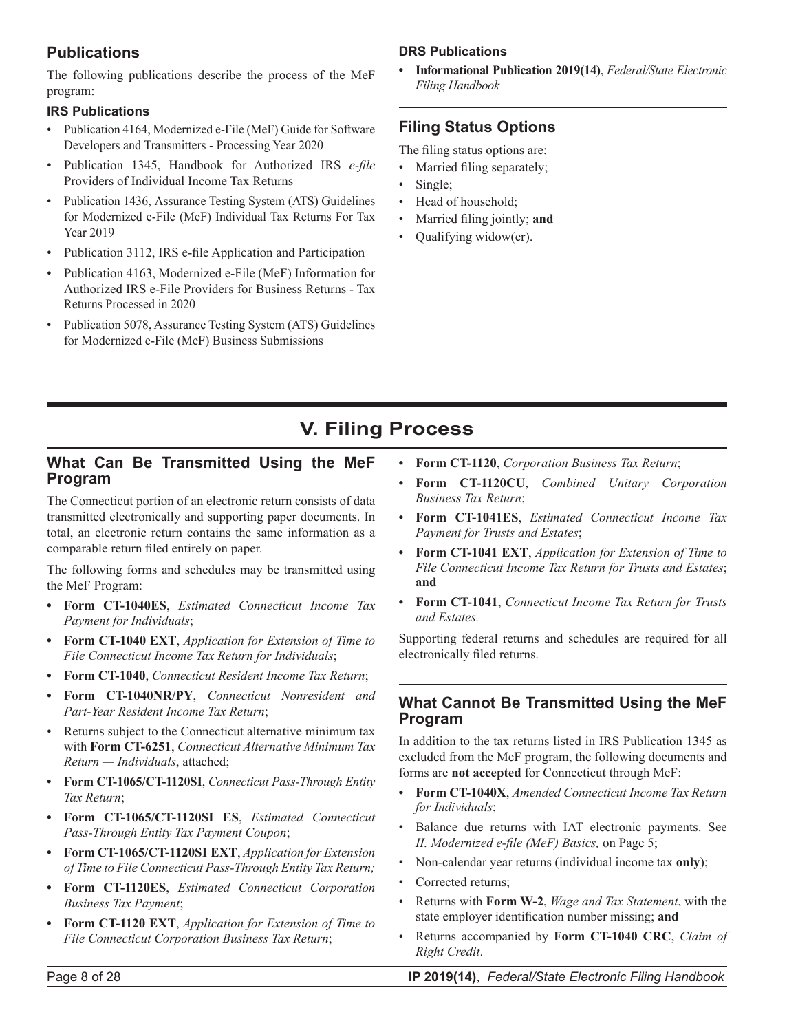## Publications

The following publications describe the process of the MeF program:

### IRS Publications

- Publication 4164, Modernized e-File (MeF) Guide for Software Developers and Transmitters - Processing Year 2020
- Publication 1345, Handbook for Authorized IRS *e-file* Providers of Individual Income Tax Returns
- Publication 1436, Assurance Testing System (ATS) Guidelines for Modernized e-File (MeF) Individual Tax Returns For Tax Year 2019
- Publication 3112, IRS e-file Application and Participation
- Publication 4163, Modernized e-File (MeF) Information for Authorized IRS e-File Providers for Business Returns - Tax Returns Processed in 2020
- Publication 5078, Assurance Testing System (ATS) Guidelines for Modernized e-File (MeF) Business Submissions

### DRS Publications

- **Informational Publication 2019(14)**, *Federal/State Electronic Filing Handbook*

## Filing Status Options

The filing status options are:

- Married filing separately;
- Single;
- Head of household;
- Married filing jointly; **and**
- Qualifying widow(er).

# V. Filing Process

## What Can Be Transmitted Using the MeF Program

The Connecticut portion of an electronic return consists of data transmitted electronically and supporting paper documents. In total, an electronic return contains the same information as a comparable return filed entirely on paper.

The following forms and schedules may be transmitted using the MeF Program:

- **Form CT-1040ES**, *Estimated Connecticut Income Tax Payment for Individuals*;
- **Form CT-1040 EXT**, *Application for Extension of Time to File Connecticut Income Tax Return for Individuals*;
- **Form CT-1040**, *Connecticut Resident Income Tax Return*;
- **Form CT-1040NR/PY**, *Connecticut Nonresident and Part-Year Resident Income Tax Return*;
- Returns subject to the Connecticut alternative minimum tax with **Form CT-6251**, *Connecticut Alternative Minimum Tax Return — Individuals*, attached;
- **Form CT-1065/CT-1120SI**, *Connecticut Pass-Through Entity Tax Return*;
- **Form CT-1065/CT-1120SI ES**, *Estimated Connecticut Pass-Through Entity Tax Payment Coupon*;
- **Form CT-1065/CT-1120SI EXT**, *Application for Extension of Time to File Connecticut Pass-Through Entity Tax Return;*
- **Form CT-1120ES**, *Estimated Connecticut Corporation Business Tax Payment*;
- **Form CT-1120 EXT**, *Application for Extension of Time to File Connecticut Corporation Business Tax Return*;
- **Form CT-1120**, *Corporation Business Tax Return*;
- **Form CT-1120CU**, *Combined Unitary Corporation Business Tax Return*;
- **Form CT-1041ES**, *Estimated Connecticut Income Tax Payment for Trusts and Estates*;
- **Form CT-1041 EXT**, *Application for Extension of Time to File Connecticut Income Tax Return for Trusts and Estates*; **and**
- **Form CT-1041**, *Connecticut Income Tax Return for Trusts and Estates.*

Supporting federal returns and schedules are required for all electronically filed returns.

## What Cannot Be Transmitted Using the MeF Program

In addition to the tax returns listed in IRS Publication 1345 as excluded from the MeF program, the following documents and forms are **not accepted** for Connecticut through MeF:

- **Form CT-1040X**, *Amended Connecticut Income Tax Return for Individuals*;
- Balance due returns with IAT electronic payments. See *II. Modernized e-file (MeF) Basics,* on Page 5;
- Non-calendar year returns (individual income tax **only**);
- Corrected returns;
- Returns with **Form W-2**, *Wage and Tax Statement*, with the state employer identification number missing; **and**
- Returns accompanied by **Form CT-1040 CRC**, *Claim of Right Credit*.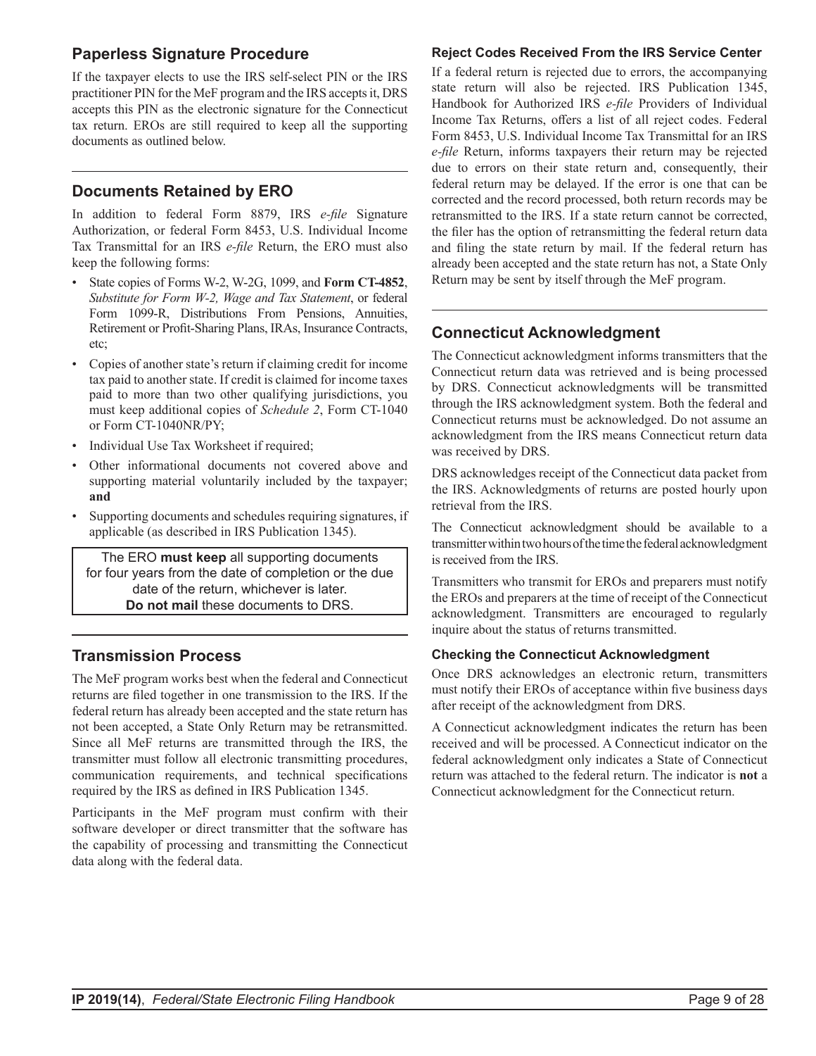## Paperless Signature Procedure

If the taxpayer elects to use the IRS self-select PIN or the IRS practitioner PIN for the MeF program and the IRS accepts it, DRS accepts this PIN as the electronic signature for the Connecticut tax return. EROs are still required to keep all the supporting documents as outlined below.

## Documents Retained by ERO

In addition to federal Form 8879, IRS *e-file* Signature Authorization, or federal Form 8453, U.S. Individual Income Tax Transmittal for an IRS *e-file* Return, the ERO must also keep the following forms:

- State copies of Forms W-2, W-2G, 1099, and **Form CT-4852**, *Substitute for Form W-2, Wage and Tax Statement*, or federal Form 1099-R, Distributions From Pensions, Annuities, Retirement or Profit-Sharing Plans, IRAs, Insurance Contracts, etc;
- Copies of another state's return if claiming credit for income tax paid to another state. If credit is claimed for income taxes paid to more than two other qualifying jurisdictions, you must keep additional copies of *Schedule 2*, Form CT-1040 or Form CT-1040NR/PY;
- Individual Use Tax Worksheet if required;
- Other informational documents not covered above and supporting material voluntarily included by the taxpayer; **and**
- Supporting documents and schedules requiring signatures, if applicable (as described in IRS Publication 1345).

The ERO **must keep** all supporting documents for four years from the date of completion or the due date of the return, whichever is later. **Do not mail** these documents to DRS.

## Transmission Process

The MeF program works best when the federal and Connecticut returns are filed together in one transmission to the IRS. If the federal return has already been accepted and the state return has not been accepted, a State Only Return may be retransmitted. Since all MeF returns are transmitted through the IRS, the transmitter must follow all electronic transmitting procedures, communication requirements, and technical specifications required by the IRS as defined in IRS Publication 1345.

Participants in the MeF program must confirm with their software developer or direct transmitter that the software has the capability of processing and transmitting the Connecticut data along with the federal data.

### Reject Codes Received From the IRS Service Center

If a federal return is rejected due to errors, the accompanying state return will also be rejected. IRS Publication 1345, Handbook for Authorized IRS *e-file* Providers of Individual Income Tax Returns, offers a list of all reject codes. Federal Form 8453, U.S. Individual Income Tax Transmittal for an IRS *e-file* Return, informs taxpayers their return may be rejected due to errors on their state return and, consequently, their federal return may be delayed. If the error is one that can be corrected and the record processed, both return records may be retransmitted to the IRS. If a state return cannot be corrected, the filer has the option of retransmitting the federal return data and filing the state return by mail. If the federal return has already been accepted and the state return has not, a State Only Return may be sent by itself through the MeF program.

## Connecticut Acknowledgment

The Connecticut acknowledgment informs transmitters that the Connecticut return data was retrieved and is being processed by DRS. Connecticut acknowledgments will be transmitted through the IRS acknowledgment system. Both the federal and Connecticut returns must be acknowledged. Do not assume an acknowledgment from the IRS means Connecticut return data was received by DRS.

DRS acknowledges receipt of the Connecticut data packet from the IRS. Acknowledgments of returns are posted hourly upon retrieval from the IRS.

The Connecticut acknowledgment should be available to a transmitter within two hours of the time the federal acknowledgment is received from the IRS.

Transmitters who transmit for EROs and preparers must notify the EROs and preparers at the time of receipt of the Connecticut acknowledgment. Transmitters are encouraged to regularly inquire about the status of returns transmitted.

### Checking the Connecticut Acknowledgment

Once DRS acknowledges an electronic return, transmitters must notify their EROs of acceptance within five business days after receipt of the acknowledgment from DRS.

A Connecticut acknowledgment indicates the return has been received and will be processed. A Connecticut indicator on the federal acknowledgment only indicates a State of Connecticut return was attached to the federal return. The indicator is **not** a Connecticut acknowledgment for the Connecticut return.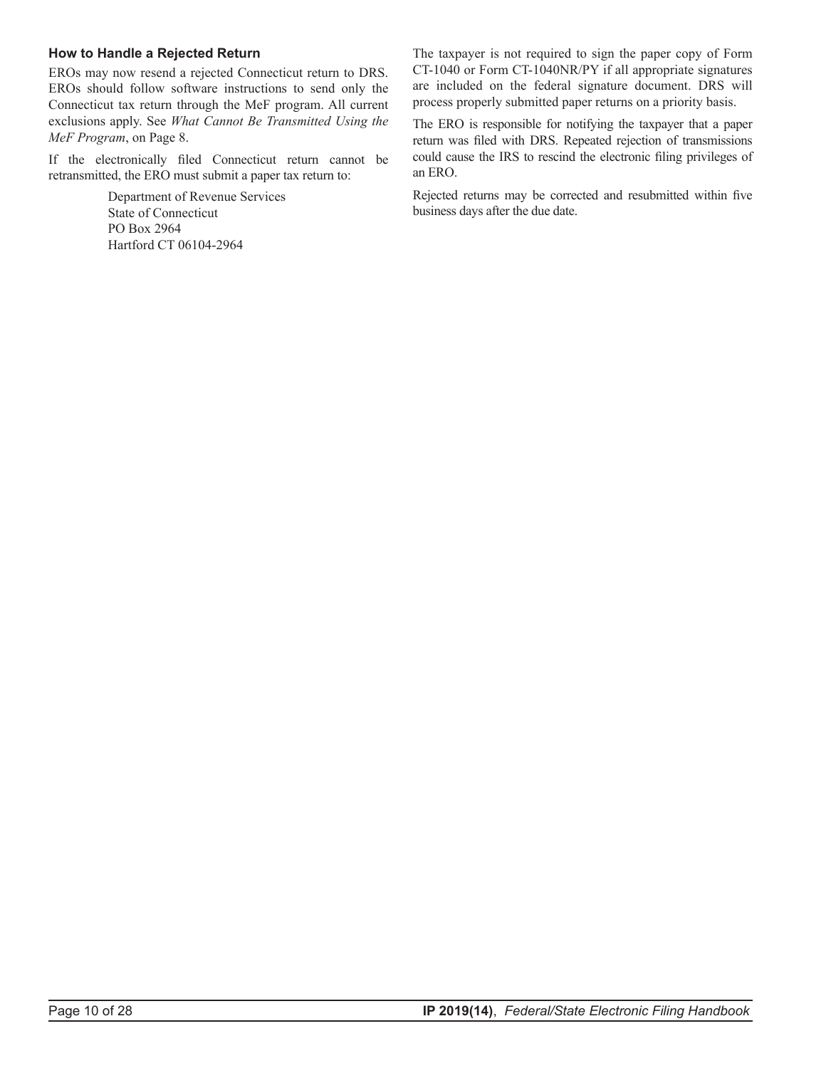### How to Handle a Rejected Return

EROs may now resend a rejected Connecticut return to DRS. EROs should follow software instructions to send only the Connecticut tax return through the MeF program. All current exclusions apply. See *What Cannot Be Transmitted Using the MeF Program*, on Page 8.

If the electronically filed Connecticut return cannot be retransmitted, the ERO must submit a paper tax return to:

Department of Revenue Services  
State of Connecticut  
PO Box 2964  
Hartford CT 06104-2964

The taxpayer is not required to sign the paper copy of Form CT-1040 or Form CT-1040NR/PY if all appropriate signatures are included on the federal signature document. DRS will process properly submitted paper returns on a priority basis.

The ERO is responsible for notifying the taxpayer that a paper return was filed with DRS. Repeated rejection of transmissions could cause the IRS to rescind the electronic filing privileges of an ERO.

Rejected returns may be corrected and resubmitted within five business days after the due date.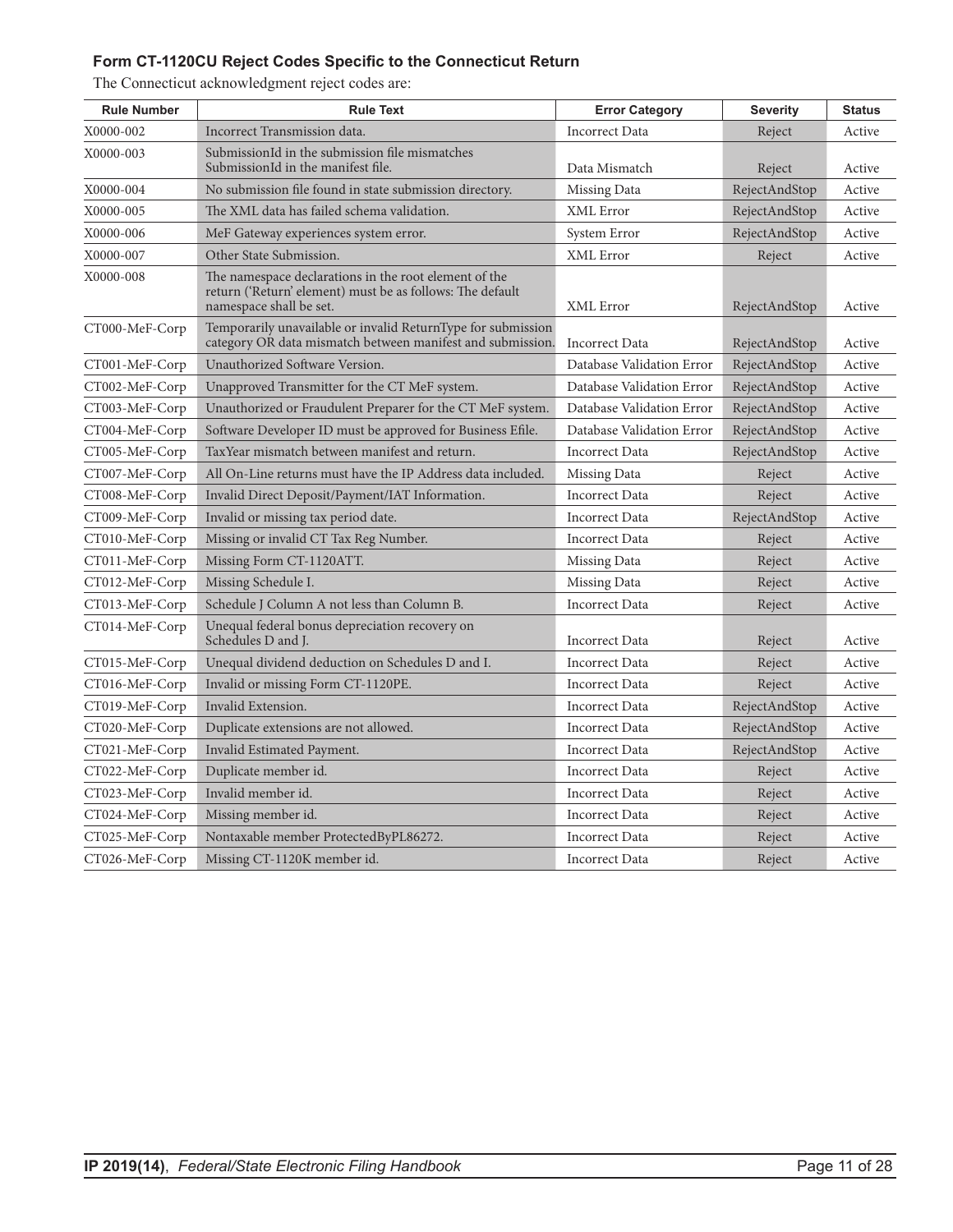### Form CT-1120CU Reject Codes Specific to the Connecticut Return

The Connecticut acknowledgment reject codes are:

| Rule Number | Rule Text | Error Category | Severity | Status |
|---|---|---|---|---|
| X0000-002 | Incorrect Transmission data. | Incorrect Data | Reject | Active |
| X0000-003 | SubmissionId in the submission file mismatches SubmissionId in the manifest file. | Data Mismatch | Reject | Active |
| X0000-004 | No submission file found in state submission directory. | Missing Data | RejectAndStop | Active |
| X0000-005 | The XML data has failed schema validation. | XML Error | RejectAndStop | Active |
| X0000-006 | MeF Gateway experiences system error. | System Error | RejectAndStop | Active |
| X0000-007 | Other State Submission. | XML Error | Reject | Active |
| X0000-008 | The namespace declarations in the root element of the return ('Return' element) must be as follows: The default namespace shall be set. | XML Error | RejectAndStop | Active |
| CT000-MeF-Corp | Temporarily unavailable or invalid ReturnType for submission category OR data mismatch between manifest and submission. | Incorrect Data | RejectAndStop | Active |
| CT001-MeF-Corp | Unauthorized Software Version. | Database Validation Error | RejectAndStop | Active |
| CT002-MeF-Corp | Unapproved Transmitter for the CT MeF system. | Database Validation Error | RejectAndStop | Active |
| CT003-MeF-Corp | Unauthorized or Fraudulent Preparer for the CT MeF system. | Database Validation Error | RejectAndStop | Active |
| CT004-MeF-Corp | Software Developer ID must be approved for Business Efile. | Database Validation Error | RejectAndStop | Active |
| CT005-MeF-Corp | TaxYear mismatch between manifest and return. | Incorrect Data | RejectAndStop | Active |
| CT007-MeF-Corp | All On-Line returns must have the IP Address data included. | Missing Data | Reject | Active |
| CT008-MeF-Corp | Invalid Direct Deposit/Payment/IAT Information. | Incorrect Data | Reject | Active |
| CT009-MeF-Corp | Invalid or missing tax period date. | Incorrect Data | RejectAndStop | Active |
| CT010-MeF-Corp | Missing or invalid CT Tax Reg Number. | Incorrect Data | Reject | Active |
| CT011-MeF-Corp | Missing Form CT-1120ATT. | Missing Data | Reject | Active |
| CT012-MeF-Corp | Missing Schedule I. | Missing Data | Reject | Active |
| CT013-MeF-Corp | Schedule J Column A not less than Column B. | Incorrect Data | Reject | Active |
| CT014-MeF-Corp | Unequal federal bonus depreciation recovery on Schedules D and J. | Incorrect Data | Reject | Active |
| CT015-MeF-Corp | Unequal dividend deduction on Schedules D and I. | Incorrect Data | Reject | Active |
| CT016-MeF-Corp | Invalid or missing Form CT-1120PE. | Incorrect Data | Reject | Active |
| CT019-MeF-Corp | Invalid Extension. | Incorrect Data | RejectAndStop | Active |
| CT020-MeF-Corp | Duplicate extensions are not allowed. | Incorrect Data | RejectAndStop | Active |
| CT021-MeF-Corp | Invalid Estimated Payment. | Incorrect Data | RejectAndStop | Active |
| CT022-MeF-Corp | Duplicate member id. | Incorrect Data | Reject | Active |
| CT023-MeF-Corp | Invalid member id. | Incorrect Data | Reject | Active |
| CT024-MeF-Corp | Missing member id. | Incorrect Data | Reject | Active |
| CT025-MeF-Corp | Nontaxable member ProtectedByPL86272. | Incorrect Data | Reject | Active |
| CT026-MeF-Corp | Missing CT-1120K member id. | Incorrect Data | Reject | Active |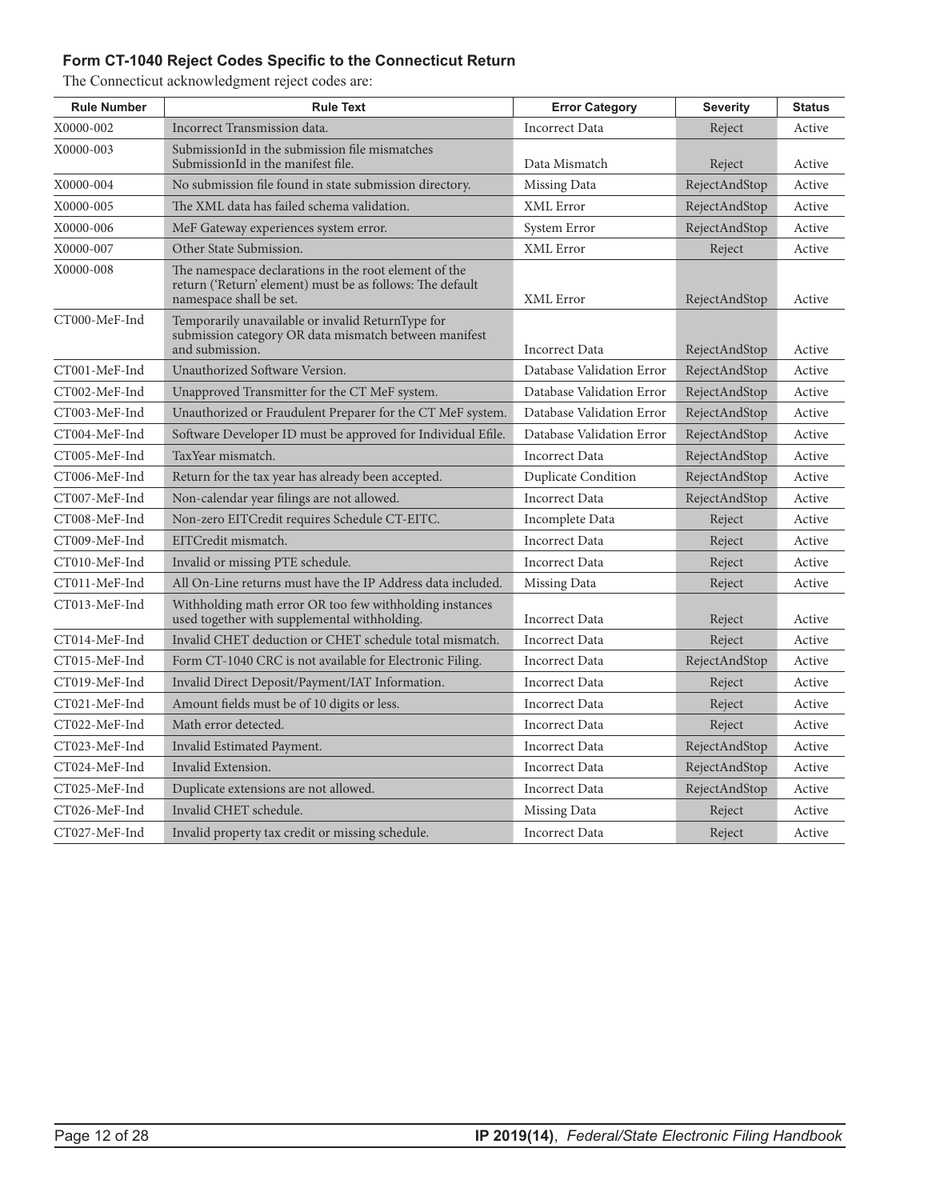### Form CT-1040 Reject Codes Specific to the Connecticut Return

The Connecticut acknowledgment reject codes are:

| Rule Number | Rule Text | Error Category | Severity | Status |
|---|---|---|---|---|
| X0000-002 | Incorrect Transmission data. | Incorrect Data | Reject | Active |
| X0000-003 | SubmissionId in the submission file mismatches SubmissionId in the manifest file. | Data Mismatch | Reject | Active |
| X0000-004 | No submission file found in state submission directory. | Missing Data | RejectAndStop | Active |
| X0000-005 | The XML data has failed schema validation. | XML Error | RejectAndStop | Active |
| X0000-006 | MeF Gateway experiences system error. | System Error | RejectAndStop | Active |
| X0000-007 | Other State Submission. | XML Error | Reject | Active |
| X0000-008 | The namespace declarations in the root element of the return ('Return' element) must be as follows: The default namespace shall be set. | XML Error | RejectAndStop | Active |
| CT000-MeF-Ind | Temporarily unavailable or invalid ReturnType for submission category OR data mismatch between manifest and submission. | Incorrect Data | RejectAndStop | Active |
| CT001-MeF-Ind | Unauthorized Software Version. | Database Validation Error | RejectAndStop | Active |
| CT002-MeF-Ind | Unapproved Transmitter for the CT MeF system. | Database Validation Error | RejectAndStop | Active |
| CT003-MeF-Ind | Unauthorized or Fraudulent Preparer for the CT MeF system. | Database Validation Error | RejectAndStop | Active |
| CT004-MeF-Ind | Software Developer ID must be approved for Individual Efile. | Database Validation Error | RejectAndStop | Active |
| CT005-MeF-Ind | TaxYear mismatch. | Incorrect Data | RejectAndStop | Active |
| CT006-MeF-Ind | Return for the tax year has already been accepted. | Duplicate Condition | RejectAndStop | Active |
| CT007-MeF-Ind | Non-calendar year filings are not allowed. | Incorrect Data | RejectAndStop | Active |
| CT008-MeF-Ind | Non-zero EITCredit requires Schedule CT-EITC. | Incomplete Data | Reject | Active |
| CT009-MeF-Ind | EITCredit mismatch. | Incorrect Data | Reject | Active |
| CT010-MeF-Ind | Invalid or missing PTE schedule. | Incorrect Data | Reject | Active |
| CT011-MeF-Ind | All On-Line returns must have the IP Address data included. | Missing Data | Reject | Active |
| CT013-MeF-Ind | Withholding math error OR too few withholding instances used together with supplemental withholding. | Incorrect Data | Reject | Active |
| CT014-MeF-Ind | Invalid CHET deduction or CHET schedule total mismatch. | Incorrect Data | Reject | Active |
| CT015-MeF-Ind | Form CT-1040 CRC is not available for Electronic Filing. | Incorrect Data | RejectAndStop | Active |
| CT019-MeF-Ind | Invalid Direct Deposit/Payment/IAT Information. | Incorrect Data | Reject | Active |
| CT021-MeF-Ind | Amount fields must be of 10 digits or less. | Incorrect Data | Reject | Active |
| CT022-MeF-Ind | Math error detected. | Incorrect Data | Reject | Active |
| CT023-MeF-Ind | Invalid Estimated Payment. | Incorrect Data | RejectAndStop | Active |
| CT024-MeF-Ind | Invalid Extension. | Incorrect Data | RejectAndStop | Active |
| CT025-MeF-Ind | Duplicate extensions are not allowed. | Incorrect Data | RejectAndStop | Active |
| CT026-MeF-Ind | Invalid CHET schedule. | Missing Data | Reject | Active |
| CT027-MeF-Ind | Invalid property tax credit or missing schedule. | Incorrect Data | Reject | Active |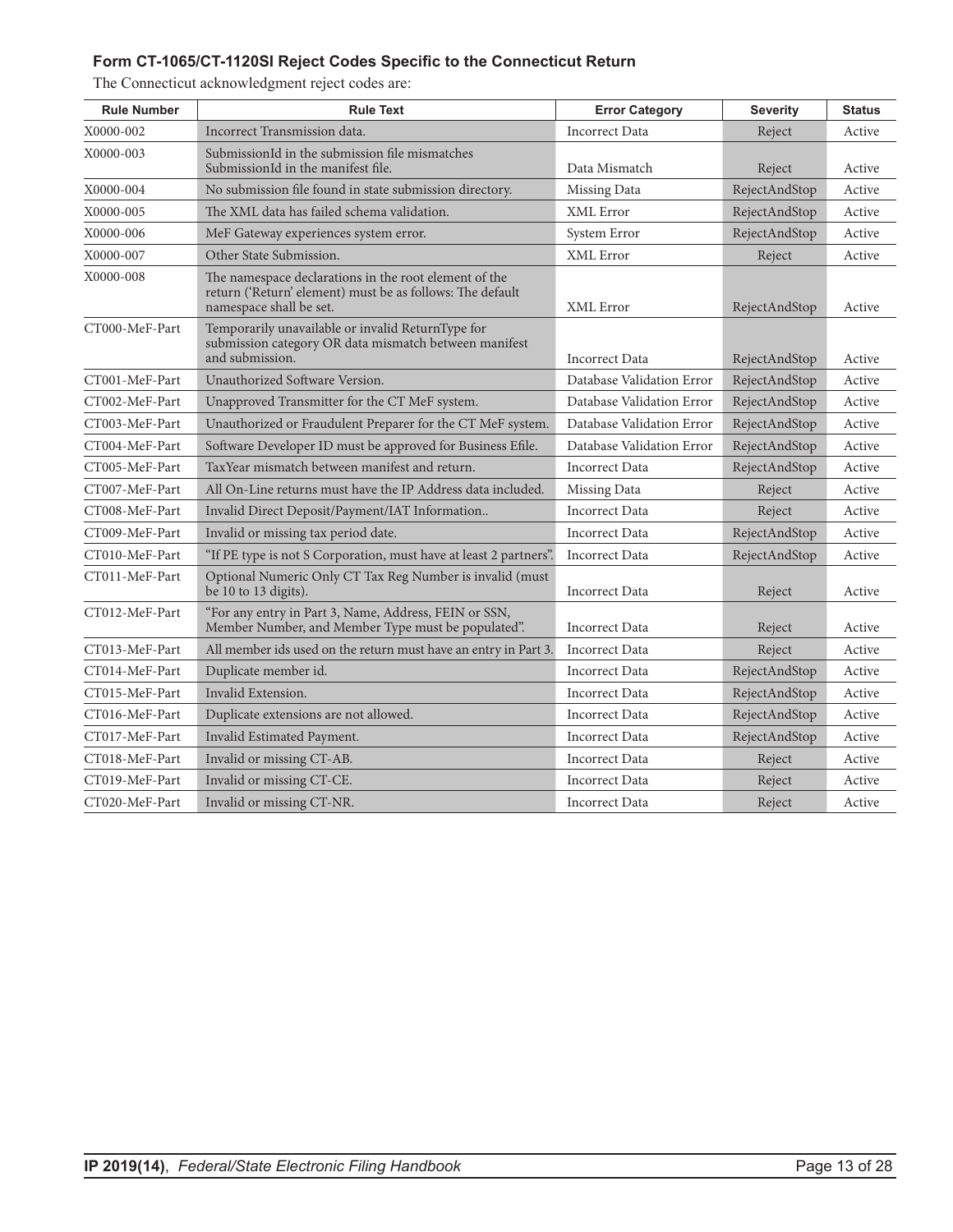### Form CT-1065/CT-1120SI Reject Codes Specific to the Connecticut Return

The Connecticut acknowledgment reject codes are:

| Rule Number | Rule Text | Error Category | Severity | Status |
|---|---|---|---|---|
| X0000-002 | Incorrect Transmission data. | Incorrect Data | Reject | Active |
| X0000-003 | SubmissionId in the submission file mismatches SubmissionId in the manifest file. | Data Mismatch | Reject | Active |
| X0000-004 | No submission file found in state submission directory. | Missing Data | RejectAndStop | Active |
| X0000-005 | The XML data has failed schema validation. | XML Error | RejectAndStop | Active |
| X0000-006 | MeF Gateway experiences system error. | System Error | RejectAndStop | Active |
| X0000-007 | Other State Submission. | XML Error | Reject | Active |
| X0000-008 | The namespace declarations in the root element of the return ('Return' element) must be as follows: The default namespace shall be set. | XML Error | RejectAndStop | Active |
| CT000-MeF-Part | Temporarily unavailable or invalid ReturnType for submission category OR data mismatch between manifest and submission. | Incorrect Data | RejectAndStop | Active |
| CT001-MeF-Part | Unauthorized Software Version. | Database Validation Error | RejectAndStop | Active |
| CT002-MeF-Part | Unapproved Transmitter for the CT MeF system. | Database Validation Error | RejectAndStop | Active |
| CT003-MeF-Part | Unauthorized or Fraudulent Preparer for the CT MeF system. | Database Validation Error | RejectAndStop | Active |
| CT004-MeF-Part | Software Developer ID must be approved for Business Efile. | Database Validation Error | RejectAndStop | Active |
| CT005-MeF-Part | TaxYear mismatch between manifest and return. | Incorrect Data | RejectAndStop | Active |
| CT007-MeF-Part | All On-Line returns must have the IP Address data included. | Missing Data | Reject | Active |
| CT008-MeF-Part | Invalid Direct Deposit/Payment/IAT Information.. | Incorrect Data | Reject | Active |
| CT009-MeF-Part | Invalid or missing tax period date. | Incorrect Data | RejectAndStop | Active |
| CT010-MeF-Part | "If PE type is not S Corporation, must have at least 2 partners". | Incorrect Data | RejectAndStop | Active |
| CT011-MeF-Part | Optional Numeric Only CT Tax Reg Number is invalid (must be 10 to 13 digits). | Incorrect Data | Reject | Active |
| CT012-MeF-Part | "For any entry in Part 3, Name, Address, FEIN or SSN, Member Number, and Member Type must be populated". | Incorrect Data | Reject | Active |
| CT013-MeF-Part | All member ids used on the return must have an entry in Part 3. | Incorrect Data | Reject | Active |
| CT014-MeF-Part | Duplicate member id. | Incorrect Data | RejectAndStop | Active |
| CT015-MeF-Part | Invalid Extension. | Incorrect Data | RejectAndStop | Active |
| CT016-MeF-Part | Duplicate extensions are not allowed. | Incorrect Data | RejectAndStop | Active |
| CT017-MeF-Part | Invalid Estimated Payment. | Incorrect Data | RejectAndStop | Active |
| CT018-MeF-Part | Invalid or missing CT-AB. | Incorrect Data | Reject | Active |
| CT019-MeF-Part | Invalid or missing CT-CE. | Incorrect Data | Reject | Active |
| CT020-MeF-Part | Invalid or missing CT-NR. | Incorrect Data | Reject | Active |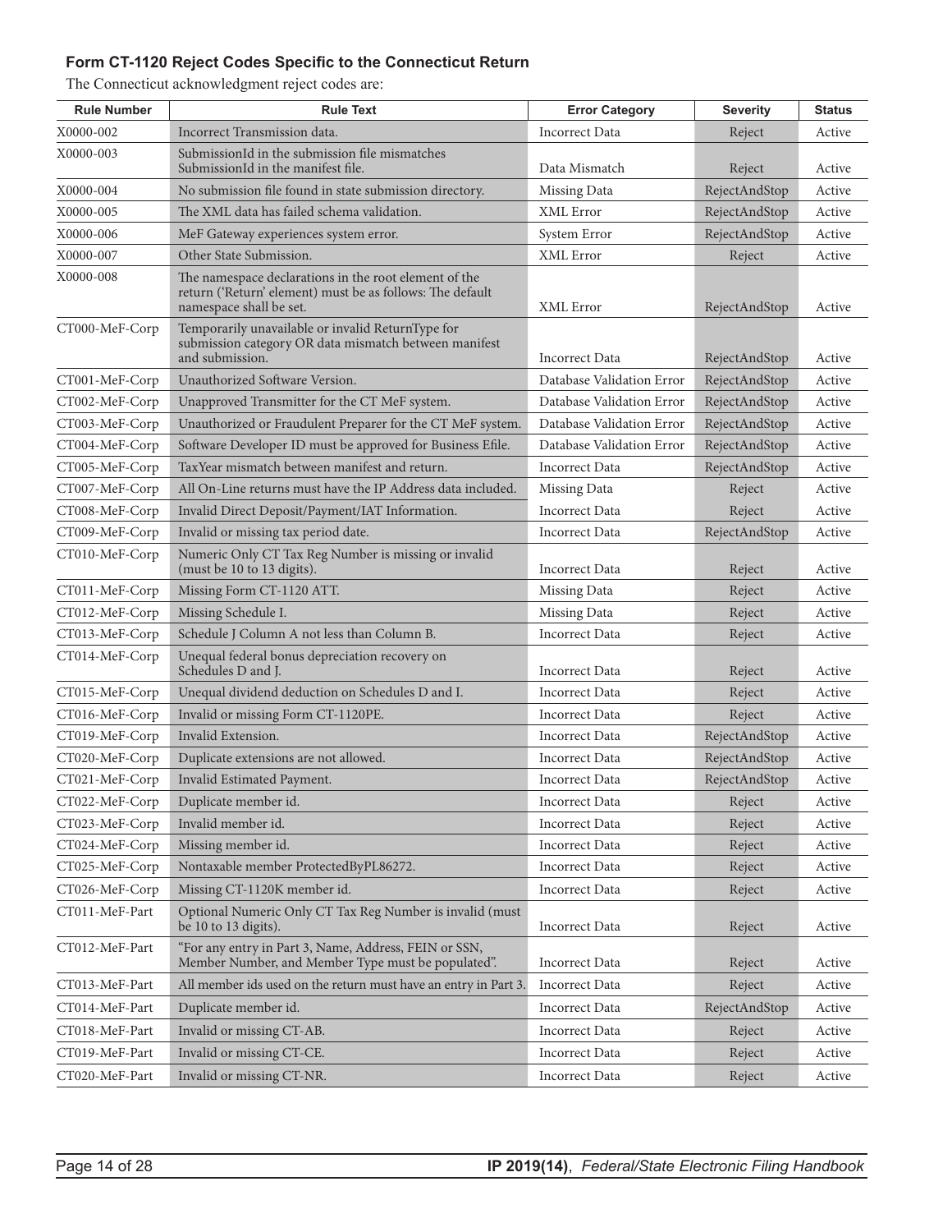### Form CT-1120 Reject Codes Specific to the Connecticut Return

The Connecticut acknowledgment reject codes are:

| Rule Number | Rule Text | Error Category | Severity | Status |
|---|---|---|---|---|
| X0000-002 | Incorrect Transmission data. | Incorrect Data | Reject | Active |
| X0000-003 | SubmissionId in the submission file mismatches SubmissionId in the manifest file. | Data Mismatch | Reject | Active |
| X0000-004 | No submission file found in state submission directory. | Missing Data | RejectAndStop | Active |
| X0000-005 | The XML data has failed schema validation. | XML Error | RejectAndStop | Active |
| X0000-006 | MeF Gateway experiences system error. | System Error | RejectAndStop | Active |
| X0000-007 | Other State Submission. | XML Error | Reject | Active |
| X0000-008 | The namespace declarations in the root element of the return ('Return' element) must be as follows: The default namespace shall be set. | XML Error | RejectAndStop | Active |
| CT000-MeF-Corp | Temporarily unavailable or invalid ReturnType for submission category OR data mismatch between manifest and submission. | Incorrect Data | RejectAndStop | Active |
| CT001-MeF-Corp | Unauthorized Software Version. | Database Validation Error | RejectAndStop | Active |
| CT002-MeF-Corp | Unapproved Transmitter for the CT MeF system. | Database Validation Error | RejectAndStop | Active |
| CT003-MeF-Corp | Unauthorized or Fraudulent Preparer for the CT MeF system. | Database Validation Error | RejectAndStop | Active |
| CT004-MeF-Corp | Software Developer ID must be approved for Business Efile. | Database Validation Error | RejectAndStop | Active |
| CT005-MeF-Corp | TaxYear mismatch between manifest and return. | Incorrect Data | RejectAndStop | Active |
| CT007-MeF-Corp | All On-Line returns must have the IP Address data included. | Missing Data | Reject | Active |
| CT008-MeF-Corp | Invalid Direct Deposit/Payment/IAT Information. | Incorrect Data | Reject | Active |
| CT009-MeF-Corp | Invalid or missing tax period date. | Incorrect Data | RejectAndStop | Active |
| CT010-MeF-Corp | Numeric Only CT Tax Reg Number is missing or invalid (must be 10 to 13 digits). | Incorrect Data | Reject | Active |
| CT011-MeF-Corp | Missing Form CT-1120 ATT. | Missing Data | Reject | Active |
| CT012-MeF-Corp | Missing Schedule I. | Missing Data | Reject | Active |
| CT013-MeF-Corp | Schedule J Column A not less than Column B. | Incorrect Data | Reject | Active |
| CT014-MeF-Corp | Unequal federal bonus depreciation recovery on Schedules D and J. | Incorrect Data | Reject | Active |
| CT015-MeF-Corp | Unequal dividend deduction on Schedules D and I. | Incorrect Data | Reject | Active |
| CT016-MeF-Corp | Invalid or missing Form CT-1120PE. | Incorrect Data | Reject | Active |
| CT019-MeF-Corp | Invalid Extension. | Incorrect Data | RejectAndStop | Active |
| CT020-MeF-Corp | Duplicate extensions are not allowed. | Incorrect Data | RejectAndStop | Active |
| CT021-MeF-Corp | Invalid Estimated Payment. | Incorrect Data | RejectAndStop | Active |
| CT022-MeF-Corp | Duplicate member id. | Incorrect Data | Reject | Active |
| CT023-MeF-Corp | Invalid member id. | Incorrect Data | Reject | Active |
| CT024-MeF-Corp | Missing member id. | Incorrect Data | Reject | Active |
| CT025-MeF-Corp | Nontaxable member ProtectedByPL86272. | Incorrect Data | Reject | Active |
| CT026-MeF-Corp | Missing CT-1120K member id. | Incorrect Data | Reject | Active |
| CT011-MeF-Part | Optional Numeric Only CT Tax Reg Number is invalid (must be 10 to 13 digits). | Incorrect Data | Reject | Active |
| CT012-MeF-Part | "For any entry in Part 3, Name, Address, FEIN or SSN, Member Number, and Member Type must be populated". | Incorrect Data | Reject | Active |
| CT013-MeF-Part | All member ids used on the return must have an entry in Part 3. | Incorrect Data | Reject | Active |
| CT014-MeF-Part | Duplicate member id. | Incorrect Data | RejectAndStop | Active |
| CT018-MeF-Part | Invalid or missing CT-AB. | Incorrect Data | Reject | Active |
| CT019-MeF-Part | Invalid or missing CT-CE. | Incorrect Data | Reject | Active |
| CT020-MeF-Part | Invalid or missing CT-NR. | Incorrect Data | Reject | Active |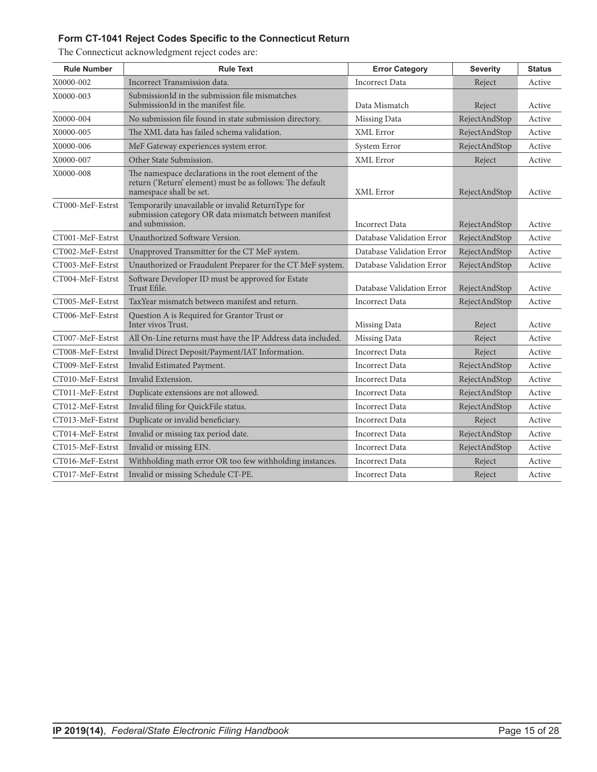### Form CT-1041 Reject Codes Specific to the Connecticut Return

The Connecticut acknowledgment reject codes are:

| Rule Number | Rule Text | Error Category | Severity | Status |
|---|---|---|---|---|
| X0000-002 | Incorrect Transmission data. | Incorrect Data | Reject | Active |
| X0000-003 | SubmissionId in the submission file mismatches SubmissionId in the manifest file. | Data Mismatch | Reject | Active |
| X0000-004 | No submission file found in state submission directory. | Missing Data | RejectAndStop | Active |
| X0000-005 | The XML data has failed schema validation. | XML Error | RejectAndStop | Active |
| X0000-006 | MeF Gateway experiences system error. | System Error | RejectAndStop | Active |
| X0000-007 | Other State Submission. | XML Error | Reject | Active |
| X0000-008 | The namespace declarations in the root element of the return ('Return' element) must be as follows: The default namespace shall be set. | XML Error | RejectAndStop | Active |
| CT000-MeF-Estrst | Temporarily unavailable or invalid ReturnType for submission category OR data mismatch between manifest and submission. | Incorrect Data | RejectAndStop | Active |
| CT001-MeF-Estrst | Unauthorized Software Version. | Database Validation Error | RejectAndStop | Active |
| CT002-MeF-Estrst | Unapproved Transmitter for the CT MeF system. | Database Validation Error | RejectAndStop | Active |
| CT003-MeF-Estrst | Unauthorized or Fraudulent Preparer for the CT MeF system. | Database Validation Error | RejectAndStop | Active |
| CT004-MeF-Estrst | Software Developer ID must be approved for Estate Trust Efile. | Database Validation Error | RejectAndStop | Active |
| CT005-MeF-Estrst | TaxYear mismatch between manifest and return. | Incorrect Data | RejectAndStop | Active |
| CT006-MeF-Estrst | Question A is Required for Grantor Trust or Inter vivos Trust. | Missing Data | Reject | Active |
| CT007-MeF-Estrst | All On-Line returns must have the IP Address data included. | Missing Data | Reject | Active |
| CT008-MeF-Estrst | Invalid Direct Deposit/Payment/IAT Information. | Incorrect Data | Reject | Active |
| CT009-MeF-Estrst | Invalid Estimated Payment. | Incorrect Data | RejectAndStop | Active |
| CT010-MeF-Estrst | Invalid Extension. | Incorrect Data | RejectAndStop | Active |
| CT011-MeF-Estrst | Duplicate extensions are not allowed. | Incorrect Data | RejectAndStop | Active |
| CT012-MeF-Estrst | Invalid filing for QuickFile status. | Incorrect Data | RejectAndStop | Active |
| CT013-MeF-Estrst | Duplicate or invalid beneficiary. | Incorrect Data | Reject | Active |
| CT014-MeF-Estrst | Invalid or missing tax period date. | Incorrect Data | RejectAndStop | Active |
| CT015-MeF-Estrst | Invalid or missing EIN. | Incorrect Data | RejectAndStop | Active |
| CT016-MeF-Estrst | Withholding math error OR too few withholding instances. | Incorrect Data | Reject | Active |
| CT017-MeF-Estrst | Invalid or missing Schedule CT-PE. | Incorrect Data | Reject | Active |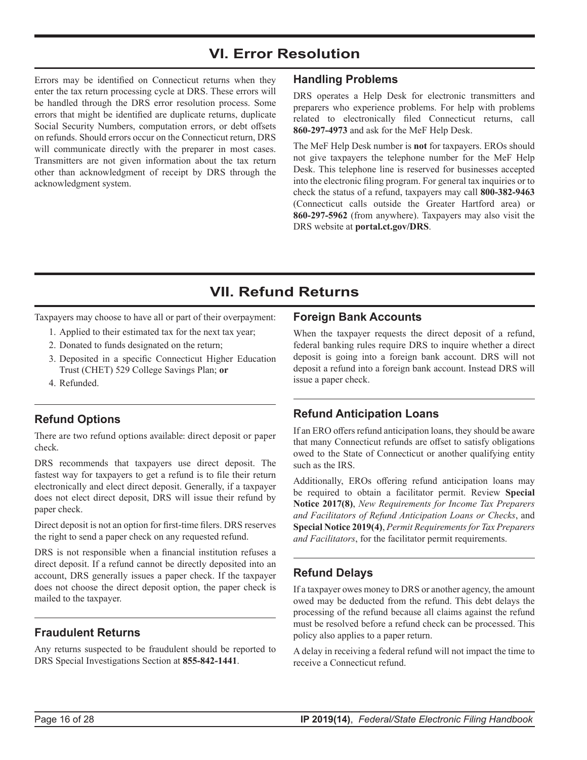# VI. Error Resolution

Errors may be identified on Connecticut returns when they enter the tax return processing cycle at DRS. These errors will be handled through the DRS error resolution process. Some errors that might be identified are duplicate returns, duplicate Social Security Numbers, computation errors, or debt offsets on refunds. Should errors occur on the Connecticut return, DRS will communicate directly with the preparer in most cases. Transmitters are not given information about the tax return other than acknowledgment of receipt by DRS through the acknowledgment system.

## Handling Problems

DRS operates a Help Desk for electronic transmitters and preparers who experience problems. For help with problems related to electronically filed Connecticut returns, call **860-297-4973** and ask for the MeF Help Desk.

The MeF Help Desk number is **not** for taxpayers. EROs should not give taxpayers the telephone number for the MeF Help Desk. This telephone line is reserved for businesses accepted into the electronic filing program. For general tax inquiries or to check the status of a refund, taxpayers may call **800-382-9463** (Connecticut calls outside the Greater Hartford area) or **860-297-5962** (from anywhere). Taxpayers may also visit the DRS website at **portal.ct.gov/DRS**.

# VII. Refund Returns

Taxpayers may choose to have all or part of their overpayment:

1. Applied to their estimated tax for the next tax year;
2. Donated to funds designated on the return;
3. Deposited in a specific Connecticut Higher Education Trust (CHET) 529 College Savings Plan; **or**
4. Refunded.

## Refund Options

There are two refund options available: direct deposit or paper check.

DRS recommends that taxpayers use direct deposit. The fastest way for taxpayers to get a refund is to file their return electronically and elect direct deposit. Generally, if a taxpayer does not elect direct deposit, DRS will issue their refund by paper check.

Direct deposit is not an option for first-time filers. DRS reserves the right to send a paper check on any requested refund.

DRS is not responsible when a financial institution refuses a direct deposit. If a refund cannot be directly deposited into an account, DRS generally issues a paper check. If the taxpayer does not choose the direct deposit option, the paper check is mailed to the taxpayer.

## Fraudulent Returns

Any returns suspected to be fraudulent should be reported to DRS Special Investigations Section at **855-842-1441**.

## Foreign Bank Accounts

When the taxpayer requests the direct deposit of a refund, federal banking rules require DRS to inquire whether a direct deposit is going into a foreign bank account. DRS will not deposit a refund into a foreign bank account. Instead DRS will issue a paper check.

## Refund Anticipation Loans

If an ERO offers refund anticipation loans, they should be aware that many Connecticut refunds are offset to satisfy obligations owed to the State of Connecticut or another qualifying entity such as the IRS.

Additionally, EROs offering refund anticipation loans may be required to obtain a facilitator permit. Review **Special Notice 2017(8)**, *New Requirements for Income Tax Preparers and Facilitators of Refund Anticipation Loans or Checks*, and **Special Notice 2019(4)**, *Permit Requirements for Tax Preparers and Facilitators*, for the facilitator permit requirements.

## Refund Delays

If a taxpayer owes money to DRS or another agency, the amount owed may be deducted from the refund. This debt delays the processing of the refund because all claims against the refund must be resolved before a refund check can be processed. This policy also applies to a paper return.

A delay in receiving a federal refund will not impact the time to receive a Connecticut refund.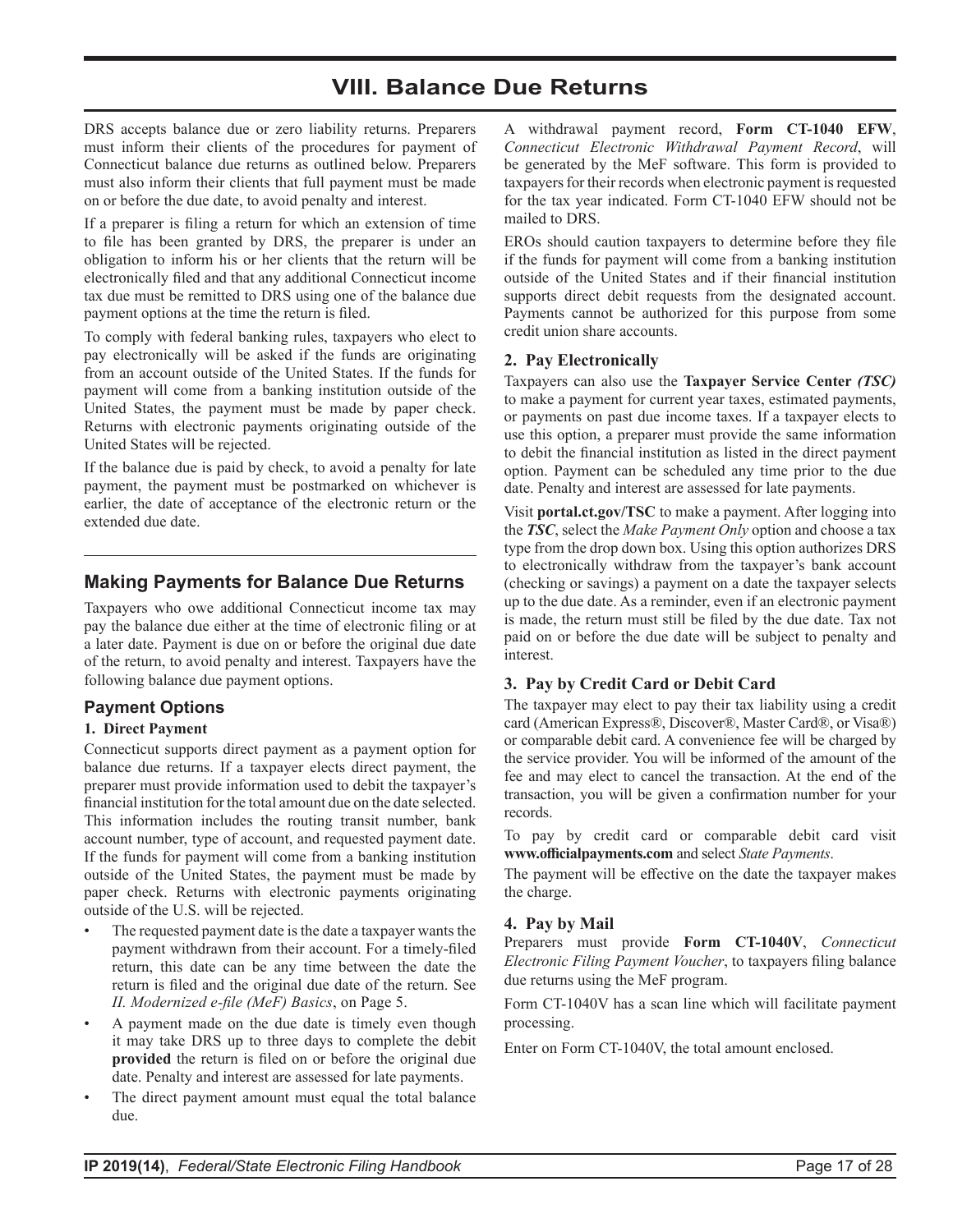# VIII. Balance Due Returns

DRS accepts balance due or zero liability returns. Preparers must inform their clients of the procedures for payment of Connecticut balance due returns as outlined below. Preparers must also inform their clients that full payment must be made on or before the due date, to avoid penalty and interest.

If a preparer is filing a return for which an extension of time to file has been granted by DRS, the preparer is under an obligation to inform his or her clients that the return will be electronically filed and that any additional Connecticut income tax due must be remitted to DRS using one of the balance due payment options at the time the return is filed.

To comply with federal banking rules, taxpayers who elect to pay electronically will be asked if the funds are originating from an account outside of the United States. If the funds for payment will come from a banking institution outside of the United States, the payment must be made by paper check. Returns with electronic payments originating outside of the United States will be rejected.

If the balance due is paid by check, to avoid a penalty for late payment, the payment must be postmarked on whichever is earlier, the date of acceptance of the electronic return or the extended due date.

## Making Payments for Balance Due Returns

Taxpayers who owe additional Connecticut income tax may pay the balance due either at the time of electronic filing or at a later date. Payment is due on or before the original due date of the return, to avoid penalty and interest. Taxpayers have the following balance due payment options.

### Payment Options

#### 1. Direct Payment

Connecticut supports direct payment as a payment option for balance due returns. If a taxpayer elects direct payment, the preparer must provide information used to debit the taxpayer's financial institution for the total amount due on the date selected. This information includes the routing transit number, bank account number, type of account, and requested payment date. If the funds for payment will come from a banking institution outside of the United States, the payment must be made by paper check. Returns with electronic payments originating outside of the U.S. will be rejected.

- The requested payment date is the date a taxpayer wants the payment withdrawn from their account. For a timely-filed return, this date can be any time between the date the return is filed and the original due date of the return. See *II. Modernized e-file (MeF) Basics*, on Page 5.
- A payment made on the due date is timely even though it may take DRS up to three days to complete the debit **provided** the return is filed on or before the original due date. Penalty and interest are assessed for late payments.
- The direct payment amount must equal the total balance due.

A withdrawal payment record, **Form CT-1040 EFW**, *Connecticut Electronic Withdrawal Payment Record*, will be generated by the MeF software. This form is provided to taxpayers for their records when electronic payment is requested for the tax year indicated. Form CT-1040 EFW should not be mailed to DRS.

EROs should caution taxpayers to determine before they file if the funds for payment will come from a banking institution outside of the United States and if their financial institution supports direct debit requests from the designated account. Payments cannot be authorized for this purpose from some credit union share accounts.

#### 2. Pay Electronically

Taxpayers can also use the **Taxpayer Service Center** ***(TSC)*** to make a payment for current year taxes, estimated payments, or payments on past due income taxes. If a taxpayer elects to use this option, a preparer must provide the same information to debit the financial institution as listed in the direct payment option. Payment can be scheduled any time prior to the due date. Penalty and interest are assessed for late payments.

Visit **portal.ct.gov/TSC** to make a payment. After logging into the ***TSC***, select the *Make Payment Only* option and choose a tax type from the drop down box. Using this option authorizes DRS to electronically withdraw from the taxpayer's bank account (checking or savings) a payment on a date the taxpayer selects up to the due date. As a reminder, even if an electronic payment is made, the return must still be filed by the due date. Tax not paid on or before the due date will be subject to penalty and interest.

#### 3. Pay by Credit Card or Debit Card

The taxpayer may elect to pay their tax liability using a credit card (American Express®, Discover®, Master Card®, or Visa®) or comparable debit card. A convenience fee will be charged by the service provider. You will be informed of the amount of the fee and may elect to cancel the transaction. At the end of the transaction, you will be given a confirmation number for your records.

To pay by credit card or comparable debit card visit **www.officialpayments.com** and select *State Payments*.

The payment will be effective on the date the taxpayer makes the charge.

#### 4. Pay by Mail

Preparers must provide **Form CT-1040V**, *Connecticut Electronic Filing Payment Voucher*, to taxpayers filing balance due returns using the MeF program.

Form CT-1040V has a scan line which will facilitate payment processing.

Enter on Form CT-1040V, the total amount enclosed.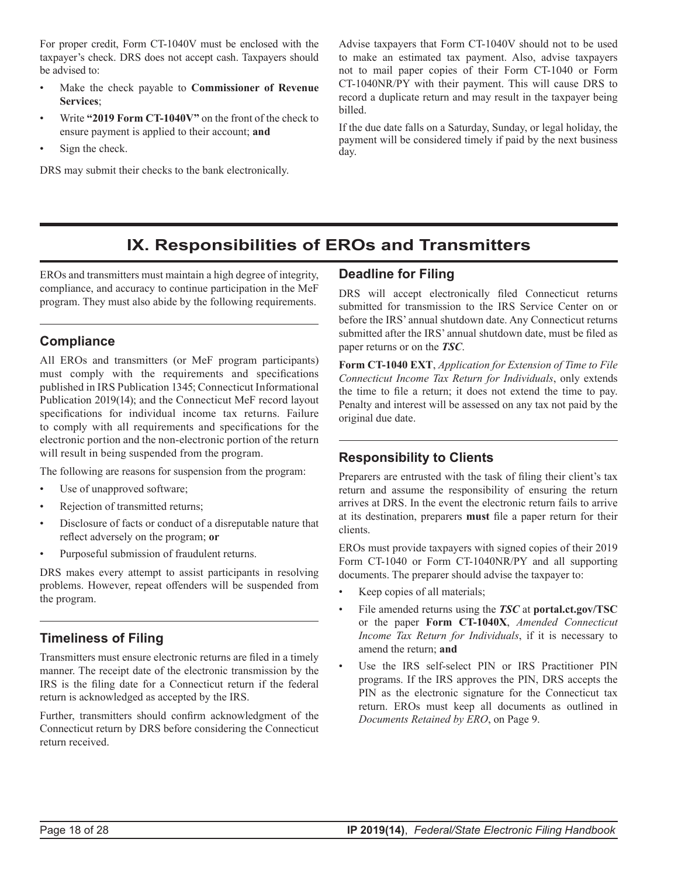For proper credit, Form CT-1040V must be enclosed with the taxpayer's check. DRS does not accept cash. Taxpayers should be advised to:

- Make the check payable to **Commissioner of Revenue Services**;
- Write **"2019 Form CT-1040V"** on the front of the check to ensure payment is applied to their account; **and**
- Sign the check.

DRS may submit their checks to the bank electronically.

Advise taxpayers that Form CT-1040V should not to be used to make an estimated tax payment. Also, advise taxpayers not to mail paper copies of their Form CT-1040 or Form CT-1040NR/PY with their payment. This will cause DRS to record a duplicate return and may result in the taxpayer being billed.

If the due date falls on a Saturday, Sunday, or legal holiday, the payment will be considered timely if paid by the next business day.

# IX. Responsibilities of EROs and Transmitters

EROs and transmitters must maintain a high degree of integrity, compliance, and accuracy to continue participation in the MeF program. They must also abide by the following requirements.

## Compliance

All EROs and transmitters (or MeF program participants) must comply with the requirements and specifications published in IRS Publication 1345; Connecticut Informational Publication 2019(14); and the Connecticut MeF record layout specifications for individual income tax returns. Failure to comply with all requirements and specifications for the electronic portion and the non-electronic portion of the return will result in being suspended from the program.

The following are reasons for suspension from the program:

- Use of unapproved software;
- Rejection of transmitted returns;
- Disclosure of facts or conduct of a disreputable nature that reflect adversely on the program; **or**
- Purposeful submission of fraudulent returns.

DRS makes every attempt to assist participants in resolving problems. However, repeat offenders will be suspended from the program.

## Timeliness of Filing

Transmitters must ensure electronic returns are filed in a timely manner. The receipt date of the electronic transmission by the IRS is the filing date for a Connecticut return if the federal return is acknowledged as accepted by the IRS.

Further, transmitters should confirm acknowledgment of the Connecticut return by DRS before considering the Connecticut return received.

## Deadline for Filing

DRS will accept electronically filed Connecticut returns submitted for transmission to the IRS Service Center on or before the IRS' annual shutdown date. Any Connecticut returns submitted after the IRS' annual shutdown date, must be filed as paper returns or on the ***TSC***.

**Form CT-1040 EXT**, *Application for Extension of Time to File Connecticut Income Tax Return for Individuals*, only extends the time to file a return; it does not extend the time to pay. Penalty and interest will be assessed on any tax not paid by the original due date.

## Responsibility to Clients

Preparers are entrusted with the task of filing their client's tax return and assume the responsibility of ensuring the return arrives at DRS. In the event the electronic return fails to arrive at its destination, preparers **must** file a paper return for their clients.

EROs must provide taxpayers with signed copies of their 2019 Form CT-1040 or Form CT-1040NR/PY and all supporting documents. The preparer should advise the taxpayer to:

- Keep copies of all materials;
- File amended returns using the ***TSC*** at **portal.ct.gov/TSC** or the paper **Form CT-1040X**, *Amended Connecticut Income Tax Return for Individuals*, if it is necessary to amend the return; **and**
- Use the IRS self-select PIN or IRS Practitioner PIN programs. If the IRS approves the PIN, DRS accepts the PIN as the electronic signature for the Connecticut tax return. EROs must keep all documents as outlined in *Documents Retained by ERO*, on Page 9.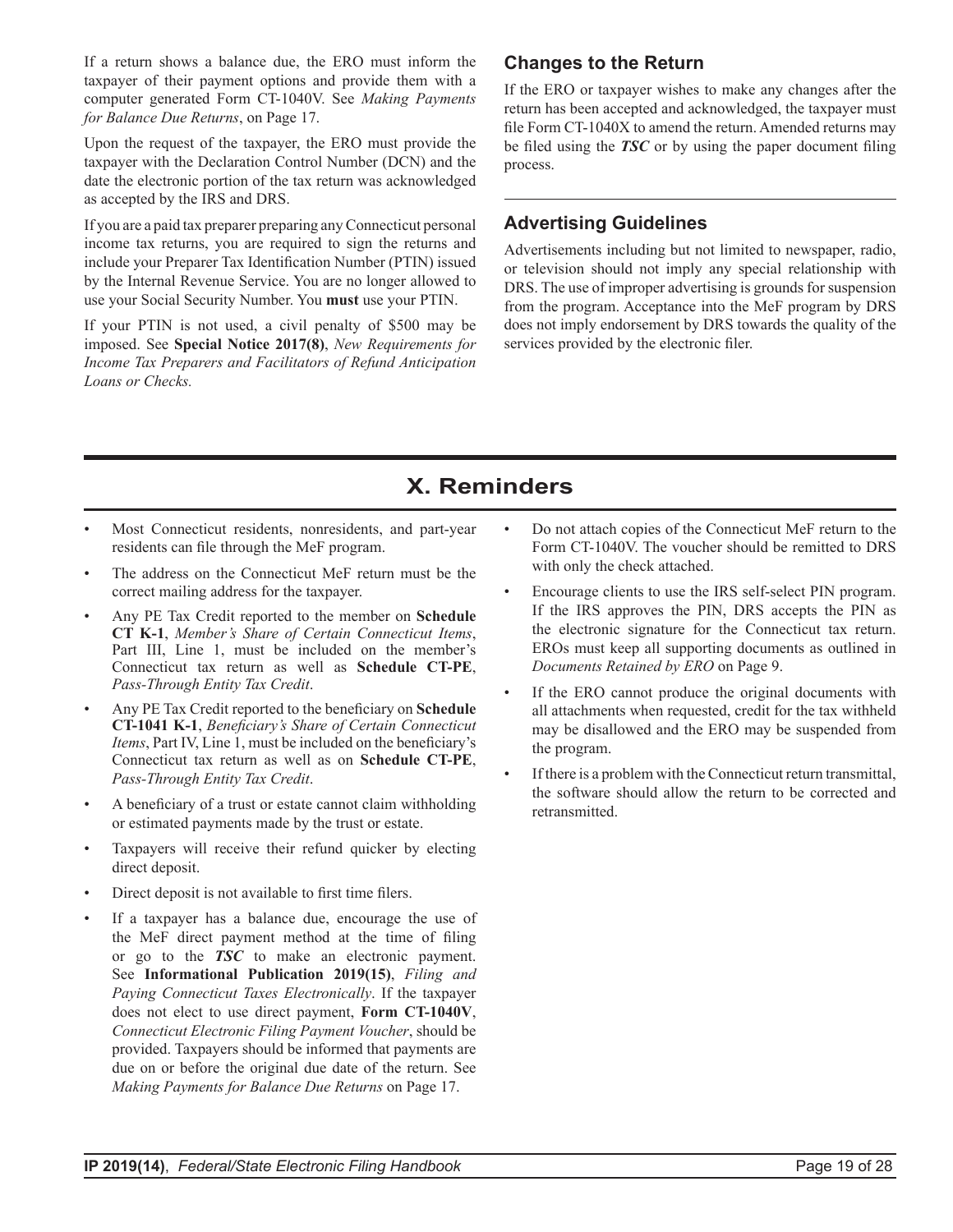If a return shows a balance due, the ERO must inform the taxpayer of their payment options and provide them with a computer generated Form CT-1040V. See *Making Payments for Balance Due Returns*, on Page 17.

Upon the request of the taxpayer, the ERO must provide the taxpayer with the Declaration Control Number (DCN) and the date the electronic portion of the tax return was acknowledged as accepted by the IRS and DRS.

If you are a paid tax preparer preparing any Connecticut personal income tax returns, you are required to sign the returns and include your Preparer Tax Identification Number (PTIN) issued by the Internal Revenue Service. You are no longer allowed to use your Social Security Number. You **must** use your PTIN.

If your PTIN is not used, a civil penalty of $500 may be imposed. See **Special Notice 2017(8)**, *New Requirements for Income Tax Preparers and Facilitators of Refund Anticipation Loans or Checks.*

### Changes to the Return

If the ERO or taxpayer wishes to make any changes after the return has been accepted and acknowledged, the taxpayer must file Form CT-1040X to amend the return. Amended returns may be filed using the ***TSC*** or by using the paper document filing process.

### Advertising Guidelines

Advertisements including but not limited to newspaper, radio, or television should not imply any special relationship with DRS. The use of improper advertising is grounds for suspension from the program. Acceptance into the MeF program by DRS does not imply endorsement by DRS towards the quality of the services provided by the electronic filer.

## X. Reminders

- Most Connecticut residents, nonresidents, and part-year residents can file through the MeF program.
- The address on the Connecticut MeF return must be the correct mailing address for the taxpayer.
- Any PE Tax Credit reported to the member on **Schedule CT K-1**, *Member's Share of Certain Connecticut Items*, Part III, Line 1, must be included on the member's Connecticut tax return as well as **Schedule CT-PE**, *Pass-Through Entity Tax Credit*.
- Any PE Tax Credit reported to the beneficiary on **Schedule CT-1041 K-1**, *Beneficiary's Share of Certain Connecticut Items*, Part IV, Line 1, must be included on the beneficiary's Connecticut tax return as well as on **Schedule CT-PE**, *Pass-Through Entity Tax Credit*.
- A beneficiary of a trust or estate cannot claim withholding or estimated payments made by the trust or estate.
- Taxpayers will receive their refund quicker by electing direct deposit.
- Direct deposit is not available to first time filers.
- If a taxpayer has a balance due, encourage the use of the MeF direct payment method at the time of filing or go to the ***TSC*** to make an electronic payment. See **Informational Publication 2019(15)**, *Filing and Paying Connecticut Taxes Electronically*. If the taxpayer does not elect to use direct payment, **Form CT-1040V**, *Connecticut Electronic Filing Payment Voucher*, should be provided. Taxpayers should be informed that payments are due on or before the original due date of the return. See *Making Payments for Balance Due Returns* on Page 17.
- Do not attach copies of the Connecticut MeF return to the Form CT-1040V. The voucher should be remitted to DRS with only the check attached.
- Encourage clients to use the IRS self-select PIN program. If the IRS approves the PIN, DRS accepts the PIN as the electronic signature for the Connecticut tax return. EROs must keep all supporting documents as outlined in *Documents Retained by ERO* on Page 9.
- If the ERO cannot produce the original documents with all attachments when requested, credit for the tax withheld may be disallowed and the ERO may be suspended from the program.
- If there is a problem with the Connecticut return transmittal, the software should allow the return to be corrected and retransmitted.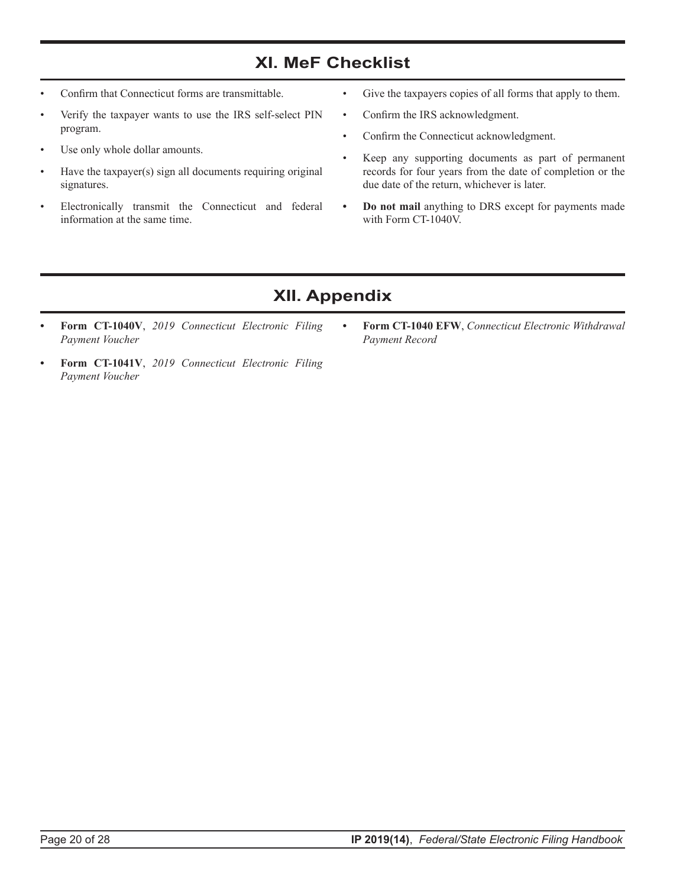## XI. MeF Checklist

- Confirm that Connecticut forms are transmittable.
- Verify the taxpayer wants to use the IRS self-select PIN program.
- Use only whole dollar amounts.
- Have the taxpayer(s) sign all documents requiring original signatures.
- Electronically transmit the Connecticut and federal information at the same time.
- Give the taxpayers copies of all forms that apply to them.
- Confirm the IRS acknowledgment.
- Confirm the Connecticut acknowledgment.
- Keep any supporting documents as part of permanent records for four years from the date of completion or the due date of the return, whichever is later.
- **Do not mail** anything to DRS except for payments made with Form CT-1040V.

## XII. Appendix

- **Form CT-1040V**, *2019 Connecticut Electronic Filing Payment Voucher*
- **Form CT-1041V**, *2019 Connecticut Electronic Filing Payment Voucher*
- **Form CT-1040 EFW**, *Connecticut Electronic Withdrawal Payment Record*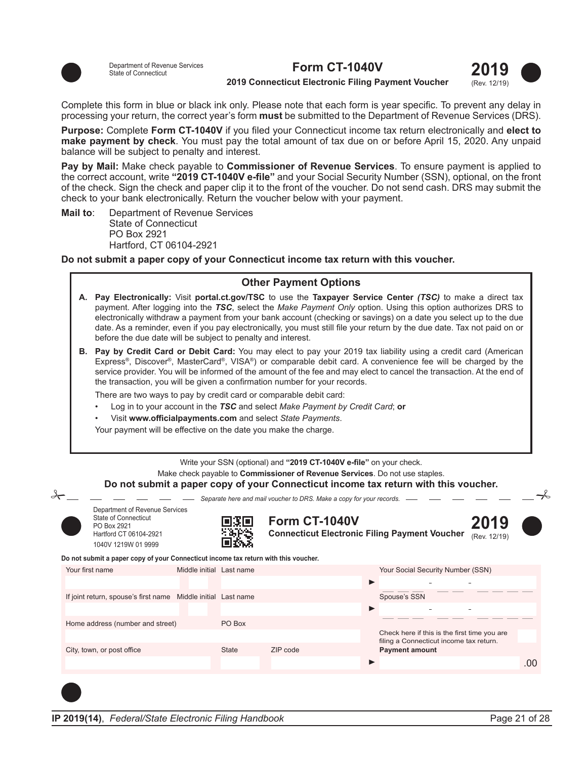Department of Revenue Services
State of Connecticut

# Form CT-1040V

**2019 Connecticut Electronic Filing Payment Voucher**

**2019** (Rev. 12/19)

Complete this form in blue or black ink only. Please note that each form is year specific. To prevent any delay in processing your return, the correct year's form **must** be submitted to the Department of Revenue Services (DRS).

**Purpose:** Complete **Form CT-1040V** if you filed your Connecticut income tax return electronically and **elect to make payment by check**. You must pay the total amount of tax due on or before April 15, 2020. Any unpaid balance will be subject to penalty and interest.

**Pay by Mail:** Make check payable to **Commissioner of Revenue Services**. To ensure payment is applied to the correct account, write **"2019 CT-1040V e-file"** and your Social Security Number (SSN), optional, on the front of the check. Sign the check and paper clip it to the front of the voucher. Do not send cash. DRS may submit the check to your bank electronically. Return the voucher below with your payment.

**Mail to**: Department of Revenue Services
State of Connecticut
PO Box 2921
Hartford, CT 06104-2921

**Do not submit a paper copy of your Connecticut income tax return with this voucher.**

## Other Payment Options

**A. Pay Electronically:** Visit **portal.ct.gov/TSC** to use the **Taxpayer Service Center *(TSC)*** to make a direct tax payment. After logging into the ***TSC***, select the *Make Payment Only* option. Using this option authorizes DRS to electronically withdraw a payment from your bank account (checking or savings) on a date you select up to the due date. As a reminder, even if you pay electronically, you must still file your return by the due date. Tax not paid on or before the due date will be subject to penalty and interest.

**B. Pay by Credit Card or Debit Card:** You may elect to pay your 2019 tax liability using a credit card (American Express®, Discover®, MasterCard®, VISA®) or comparable debit card. A convenience fee will be charged by the service provider. You will be informed of the amount of the fee and may elect to cancel the transaction. At the end of the transaction, you will be given a confirmation number for your records.

There are two ways to pay by credit card or comparable debit card:

- Log in to your account in the ***TSC*** and select *Make Payment by Credit Card*; **or**
- Visit **www.officialpayments.com** and select *State Payments*.

Your payment will be effective on the date you make the charge.

Write your SSN (optional) and **"2019 CT-1040V e-file"** on your check.
Make check payable to **Commissioner of Revenue Services**. Do not use staples.
**Do not submit a paper copy of your Connecticut income tax return with this voucher.**

*Separate here and mail voucher to DRS. Make a copy for your records.*

Department of Revenue Services
State of Connecticut
PO Box 2921
Hartford CT 06104-2921
1040V 1219W 01 9999

## Form CT-1040V

**Connecticut Electronic Filing Payment Voucher**

**2019** (Rev. 12/19)

**Do not submit a paper copy of your Connecticut income tax return with this voucher.**

| Your first name | Middle initial | Last name | | Your Social Security Number (SSN) |
|---|---|---|---|---|
| | | | | ► ___ - ___ - ___ |
| If joint return, spouse's first name | Middle initial | Last name | | Spouse's SSN |
| | | | | ► ___ - ___ - ___ |
| Home address (number and street) | | PO Box | | Check here if this is the first time you are filing a Connecticut income tax return. ☐ |
| City, town, or post office | | State | ZIP code | **Payment amount** |
| | | | | ► .00 |

IP 2019(14), *Federal/State Electronic Filing Handbook*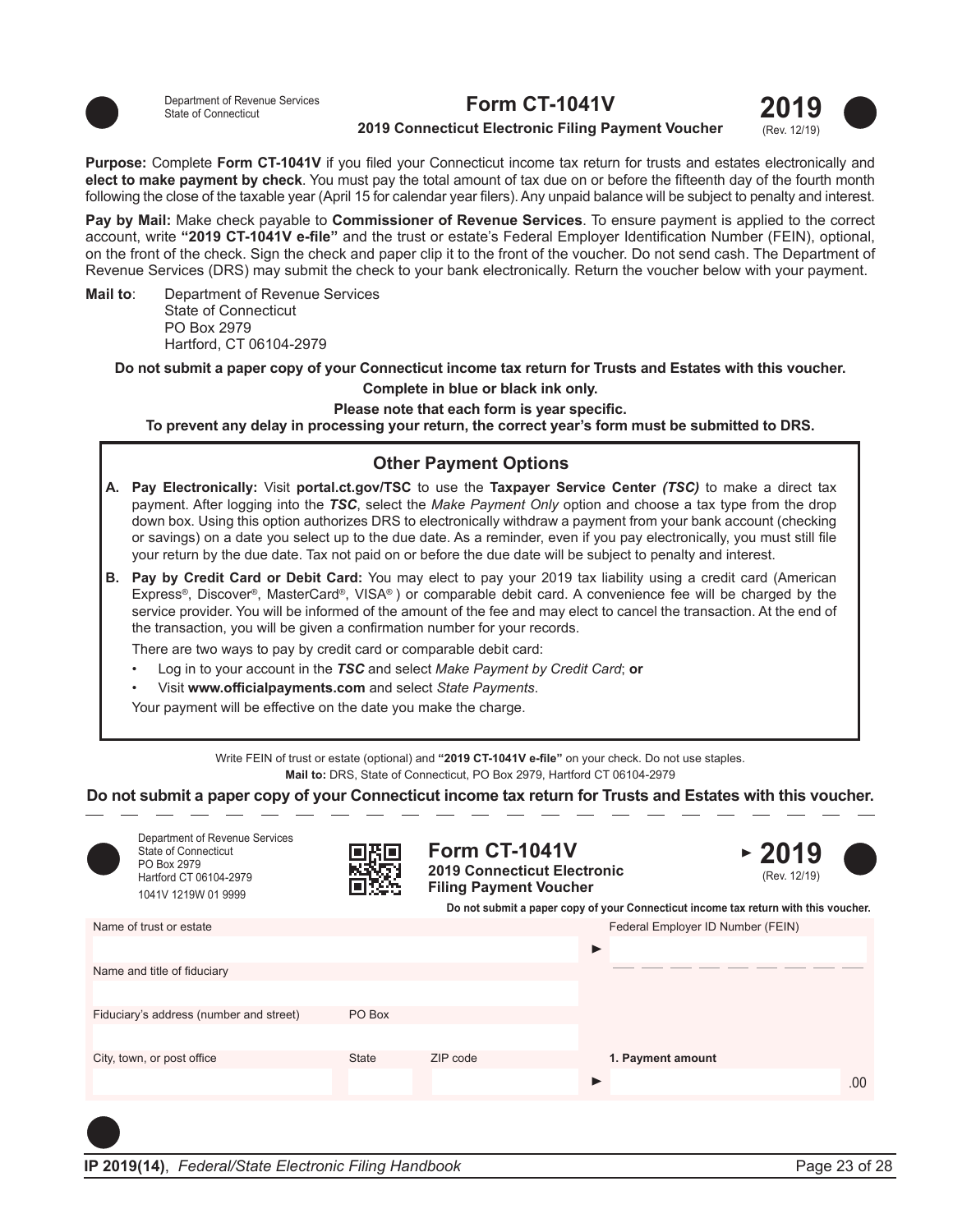Department of Revenue Services
State of Connecticut

# Form CT-1041V

**2019 Connecticut Electronic Filing Payment Voucher**

**2019** (Rev. 12/19)

**Purpose:** Complete **Form CT-1041V** if you filed your Connecticut income tax return for trusts and estates electronically and **elect to make payment by check**. You must pay the total amount of tax due on or before the fifteenth day of the fourth month following the close of the taxable year (April 15 for calendar year filers). Any unpaid balance will be subject to penalty and interest.

**Pay by Mail:** Make check payable to **Commissioner of Revenue Services**. To ensure payment is applied to the correct account, write **"2019 CT-1041V e-file"** and the trust or estate's Federal Employer Identification Number (FEIN), optional, on the front of the check. Sign the check and paper clip it to the front of the voucher. Do not send cash. The Department of Revenue Services (DRS) may submit the check to your bank electronically. Return the voucher below with your payment.

**Mail to**: Department of Revenue Services
State of Connecticut
PO Box 2979
Hartford, CT 06104-2979

**Do not submit a paper copy of your Connecticut income tax return for Trusts and Estates with this voucher.**

**Complete in blue or black ink only.**

**Please note that each form is year specific.**

**To prevent any delay in processing your return, the correct year's form must be submitted to DRS.**

## Other Payment Options

**A. Pay Electronically:** Visit **portal.ct.gov/TSC** to use the **Taxpayer Service Center** ***(TSC)*** to make a direct tax payment. After logging into the ***TSC***, select the *Make Payment Only* option and choose a tax type from the drop down box. Using this option authorizes DRS to electronically withdraw a payment from your bank account (checking or savings) on a date you select up to the due date. As a reminder, even if you pay electronically, you must still file your return by the due date. Tax not paid on or before the due date will be subject to penalty and interest.

**B. Pay by Credit Card or Debit Card:** You may elect to pay your 2019 tax liability using a credit card (American Express®, Discover®, MasterCard®, VISA®) or comparable debit card. A convenience fee will be charged by the service provider. You will be informed of the amount of the fee and may elect to cancel the transaction. At the end of the transaction, you will be given a confirmation number for your records.

There are two ways to pay by credit card or comparable debit card:

- Log in to your account in the ***TSC*** and select *Make Payment by Credit Card*; **or**
- Visit **www.officialpayments.com** and select *State Payments*.

Your payment will be effective on the date you make the charge.

Write FEIN of trust or estate (optional) and **"2019 CT-1041V e-file"** on your check. Do not use staples.
**Mail to:** DRS, State of Connecticut, PO Box 2979, Hartford CT 06104-2979

**Do not submit a paper copy of your Connecticut income tax return for Trusts and Estates with this voucher.**

---

Department of Revenue Services
State of Connecticut
PO Box 2979
Hartford CT 06104-2979
1041V 1219W 01 9999

**Form CT-1041V**
**2019 Connecticut Electronic Filing Payment Voucher**

**2019** (Rev. 12/19)

**Do not submit a paper copy of your Connecticut income tax return with this voucher.**

| Name of trust or estate | | | Federal Employer ID Number (FEIN) |
|---|---|---|---|
| Name and title of fiduciary | | | |
| Fiduciary's address (number and street) | PO Box | | |
| City, town, or post office | State | ZIP code | **1. Payment amount** .00 |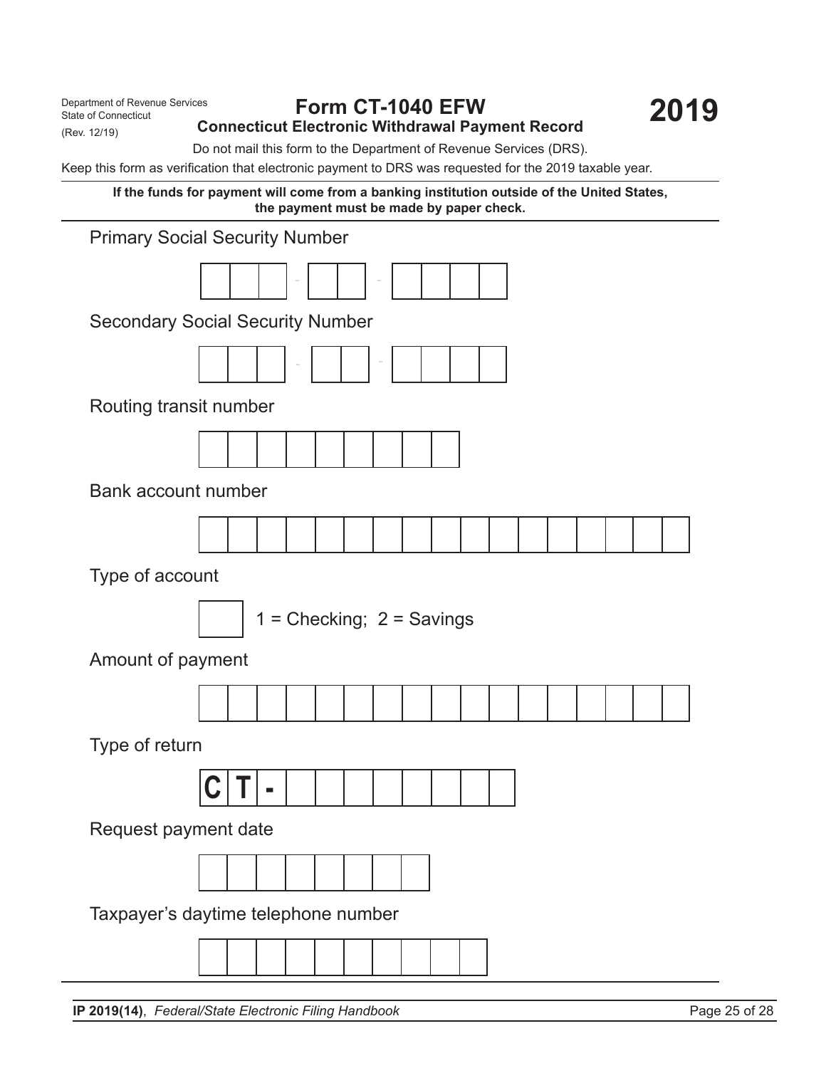Department of Revenue Services
State of Connecticut
(Rev. 12/19)

# Form CT-1040 EFW

## Connecticut Electronic Withdrawal Payment Record

# 2019

Do not mail this form to the Department of Revenue Services (DRS).

Keep this form as verification that electronic payment to DRS was requested for the 2019 taxable year.

**If the funds for payment will come from a banking institution outside of the United States, the payment must be made by paper check.**

Primary Social Security Number

| | | | - | | | - | | | | |
|---|---|---|---|---|---|---|---|---|---|---|

Secondary Social Security Number

| | | | - | | | - | | | | |
|---|---|---|---|---|---|---|---|---|---|---|

Routing transit number

| | | | | | | | | |
|---|---|---|---|---|---|---|---|---|

Bank account number

| | | | | | | | | | | | | | | | | |
|---|---|---|---|---|---|---|---|---|---|---|---|---|---|---|---|---|

Type of account

| |
|---|

1 = Checking; 2 = Savings

Amount of payment

| | | | | | | | | | | | | | | | | |
|---|---|---|---|---|---|---|---|---|---|---|---|---|---|---|---|---|

Type of return

| C | T | - | | | | | | | | |
|---|---|---|---|---|---|---|---|---|---|---|

Request payment date

| | | | | | | | |
|---|---|---|---|---|---|---|---|

Taxpayer's daytime telephone number

| | | | | | | | | | |
|---|---|---|---|---|---|---|---|---|---|

**IP 2019(14)**, *Federal/State Electronic Filing Handbook*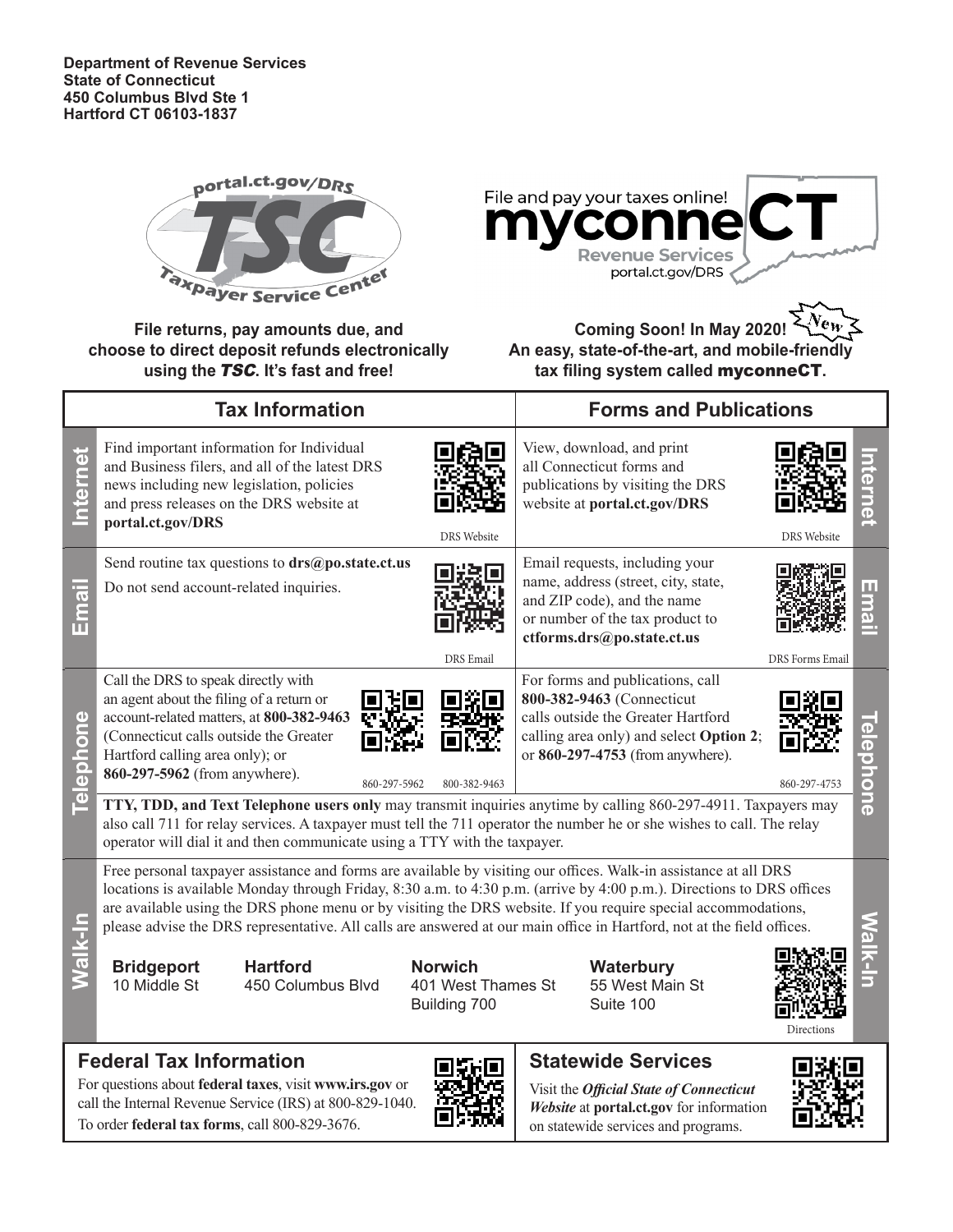**Department of Revenue Services**
**State of Connecticut**
**450 Columbus Blvd Ste 1**
**Hartford CT 06103-1837**

portal.ct.gov/DRS
TSC
Taxpayer Service Center

**File returns, pay amounts due, and choose to direct deposit refunds electronically using the *TSC*. It's fast and free!**

File and pay your taxes online!
myconneCT
Revenue Services
portal.ct.gov/DRS

**Coming Soon! In May 2020!** New
**An easy, state-of-the-art, and mobile-friendly tax filing system called myconneCT.**

## Tax Information

### Internet

Find important information for Individual and Business filers, and all of the latest DRS news including new legislation, policies and press releases on the DRS website at **portal.ct.gov/DRS**

DRS Website

### Email

Send routine tax questions to **drs@po.state.ct.us**

Do not send account-related inquiries.

DRS Email

### Telephone

Call the DRS to speak directly with an agent about the filing of a return or account-related matters, at **800-382-9463** (Connecticut calls outside the Greater Hartford calling area only); or **860-297-5962** (from anywhere).

860-297-5962 800-382-9463

## Forms and Publications

### Internet

View, download, and print all Connecticut forms and publications by visiting the DRS website at **portal.ct.gov/DRS**

DRS Website

### Email

Email requests, including your name, address (street, city, state, and ZIP code), and the name or number of the tax product to **ctforms.drs@po.state.ct.us**

DRS Forms Email

### Telephone

For forms and publications, call **800-382-9463** (Connecticut calls outside the Greater Hartford calling area only) and select **Option 2**; or **860-297-4753** (from anywhere).

860-297-4753

**TTY, TDD, and Text Telephone users only** may transmit inquiries anytime by calling 860-297-4911. Taxpayers may also call 711 for relay services. A taxpayer must tell the 711 operator the number he or she wishes to call. The relay operator will dial it and then communicate using a TTY with the taxpayer.

### Walk-In

Free personal taxpayer assistance and forms are available by visiting our offices. Walk-in assistance at all DRS locations is available Monday through Friday, 8:30 a.m. to 4:30 p.m. (arrive by 4:00 p.m.). Directions to DRS offices are available using the DRS phone menu or by visiting the DRS website. If you require special accommodations, please advise the DRS representative. All calls are answered at our main office in Hartford, not at the field offices.

**Bridgeport**
10 Middle St

**Hartford**
450 Columbus Blvd

**Norwich**
401 West Thames St
Building 700

**Waterbury**
55 West Main St
Suite 100

Directions

## Federal Tax Information

For questions about **federal taxes**, visit **www.irs.gov** or call the Internal Revenue Service (IRS) at 800-829-1040.

To order **federal tax forms**, call 800-829-3676.

## Statewide Services

Visit the ***Official State of Connecticut Website*** at **portal.ct.gov** for information on statewide services and programs.